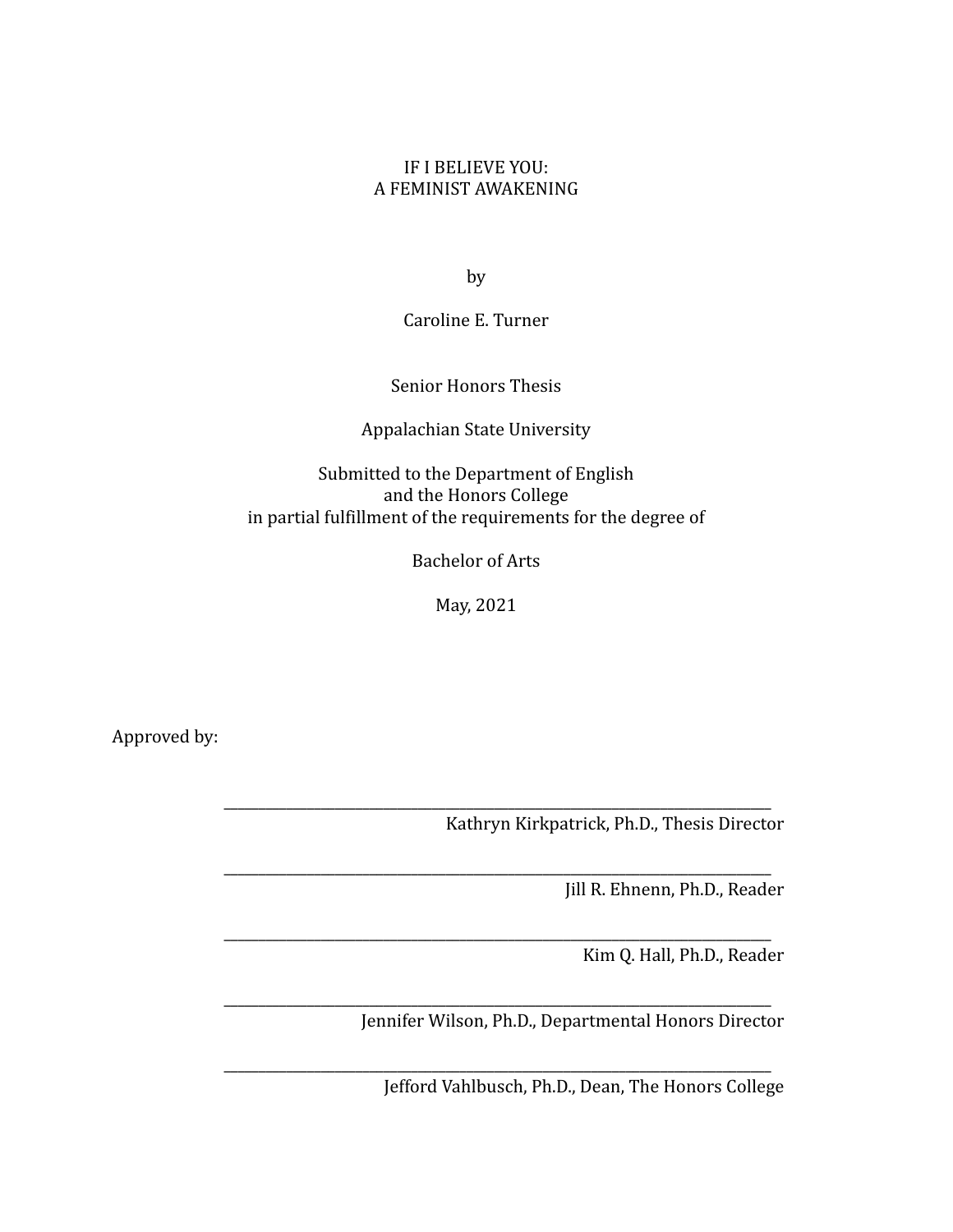# IF I BELIEVE YOU:
# A FEMINIST AWAKENING

by

Caroline E. Turner

Senior Honors Thesis

Appalachian State University

Submitted to the Department of English
and the Honors College
in partial fulfillment of the requirements for the degree of

Bachelor of Arts

May, 2021

Approved by:

\_\_\_\_\_\_\_\_\_\_\_\_\_\_\_\_\_\_\_\_\_\_\_\_\_\_\_\_\_\_\_\_\_\_\_\_\_\_\_\_\_\_\_\_\_\_\_\_
Kathryn Kirkpatrick, Ph.D., Thesis Director

\_\_\_\_\_\_\_\_\_\_\_\_\_\_\_\_\_\_\_\_\_\_\_\_\_\_\_\_\_\_\_\_\_\_\_\_\_\_\_\_\_\_\_\_\_\_\_\_
Jill R. Ehnenn, Ph.D., Reader

\_\_\_\_\_\_\_\_\_\_\_\_\_\_\_\_\_\_\_\_\_\_\_\_\_\_\_\_\_\_\_\_\_\_\_\_\_\_\_\_\_\_\_\_\_\_\_\_
Kim Q. Hall, Ph.D., Reader

\_\_\_\_\_\_\_\_\_\_\_\_\_\_\_\_\_\_\_\_\_\_\_\_\_\_\_\_\_\_\_\_\_\_\_\_\_\_\_\_\_\_\_\_\_\_\_\_
Jennifer Wilson, Ph.D., Departmental Honors Director

\_\_\_\_\_\_\_\_\_\_\_\_\_\_\_\_\_\_\_\_\_\_\_\_\_\_\_\_\_\_\_\_\_\_\_\_\_\_\_\_\_\_\_\_\_\_\_\_
Jefford Vahlbusch, Ph.D., Dean, The Honors College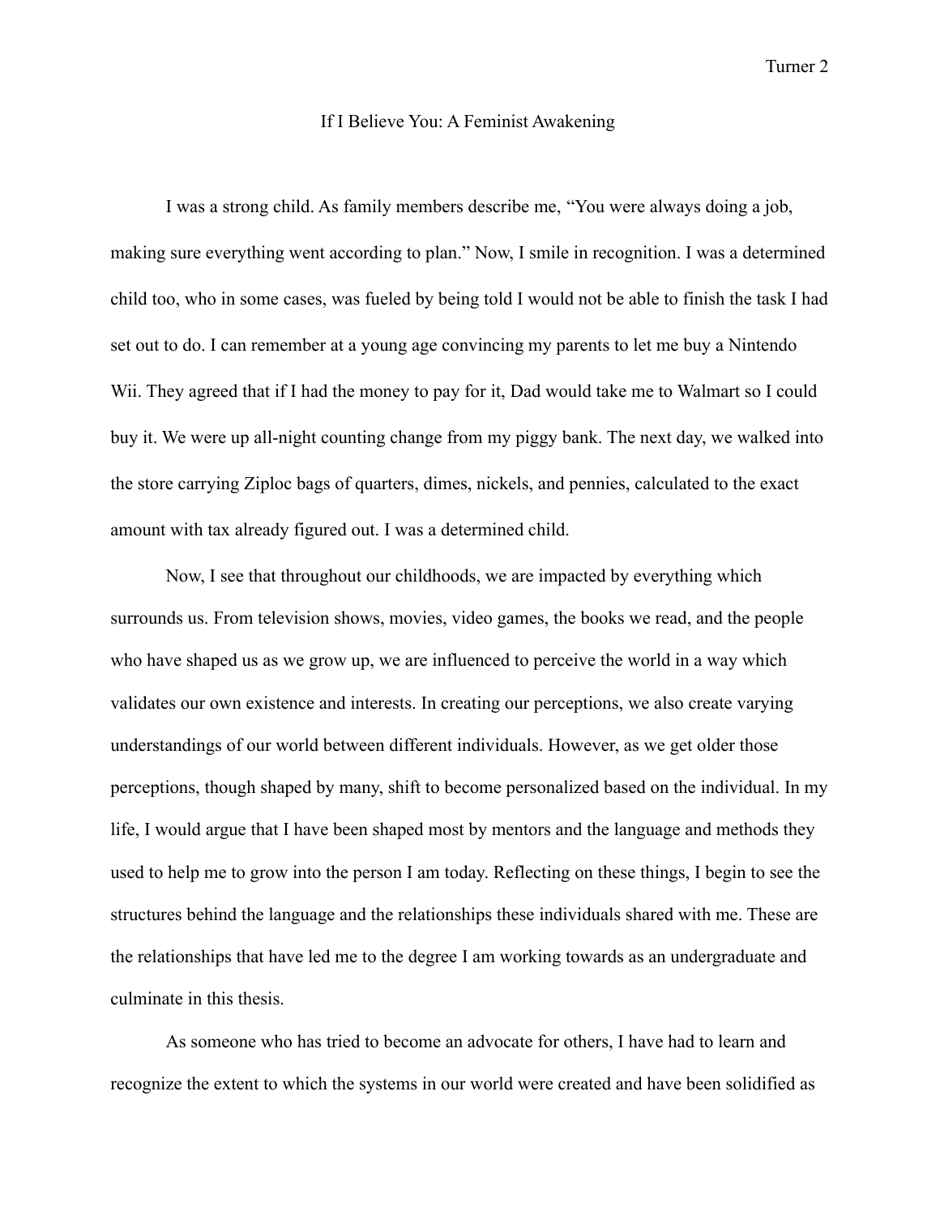# If I Believe You: A Feminist Awakening

I was a strong child. As family members describe me, "You were always doing a job, making sure everything went according to plan." Now, I smile in recognition. I was a determined child too, who in some cases, was fueled by being told I would not be able to finish the task I had set out to do. I can remember at a young age convincing my parents to let me buy a Nintendo Wii. They agreed that if I had the money to pay for it, Dad would take me to Walmart so I could buy it. We were up all-night counting change from my piggy bank. The next day, we walked into the store carrying Ziploc bags of quarters, dimes, nickels, and pennies, calculated to the exact amount with tax already figured out. I was a determined child.

Now, I see that throughout our childhoods, we are impacted by everything which surrounds us. From television shows, movies, video games, the books we read, and the people who have shaped us as we grow up, we are influenced to perceive the world in a way which validates our own existence and interests. In creating our perceptions, we also create varying understandings of our world between different individuals. However, as we get older those perceptions, though shaped by many, shift to become personalized based on the individual. In my life, I would argue that I have been shaped most by mentors and the language and methods they used to help me to grow into the person I am today. Reflecting on these things, I begin to see the structures behind the language and the relationships these individuals shared with me. These are the relationships that have led me to the degree I am working towards as an undergraduate and culminate in this thesis.

As someone who has tried to become an advocate for others, I have had to learn and recognize the extent to which the systems in our world were created and have been solidified as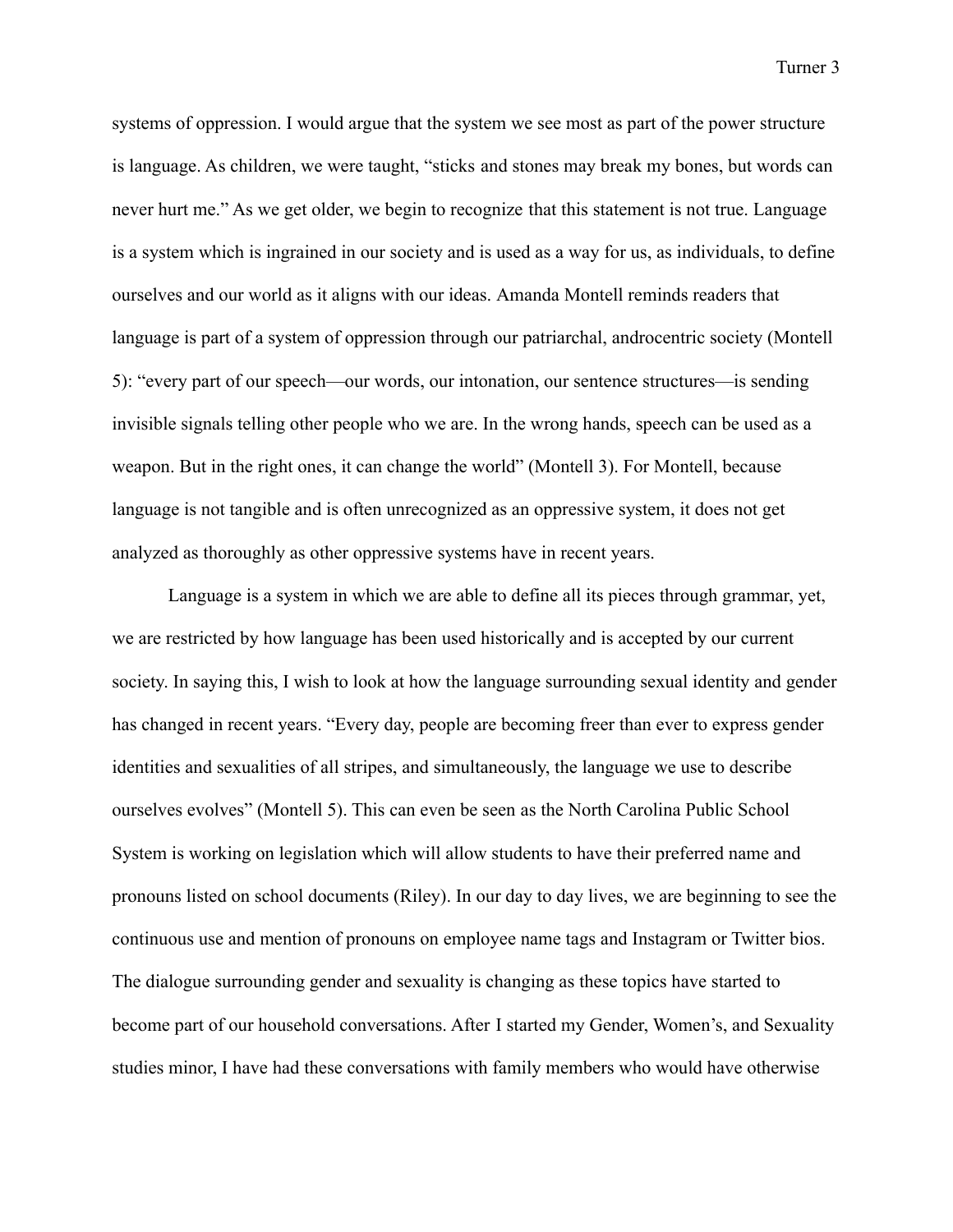systems of oppression. I would argue that the system we see most as part of the power structure is language. As children, we were taught, "sticks and stones may break my bones, but words can never hurt me." As we get older, we begin to recognize that this statement is not true. Language is a system which is ingrained in our society and is used as a way for us, as individuals, to define ourselves and our world as it aligns with our ideas. Amanda Montell reminds readers that language is part of a system of oppression through our patriarchal, androcentric society (Montell 5): "every part of our speech—our words, our intonation, our sentence structures—is sending invisible signals telling other people who we are. In the wrong hands, speech can be used as a weapon. But in the right ones, it can change the world" (Montell 3). For Montell, because language is not tangible and is often unrecognized as an oppressive system, it does not get analyzed as thoroughly as other oppressive systems have in recent years.

Language is a system in which we are able to define all its pieces through grammar, yet, we are restricted by how language has been used historically and is accepted by our current society. In saying this, I wish to look at how the language surrounding sexual identity and gender has changed in recent years. "Every day, people are becoming freer than ever to express gender identities and sexualities of all stripes, and simultaneously, the language we use to describe ourselves evolves" (Montell 5). This can even be seen as the North Carolina Public School System is working on legislation which will allow students to have their preferred name and pronouns listed on school documents (Riley). In our day to day lives, we are beginning to see the continuous use and mention of pronouns on employee name tags and Instagram or Twitter bios. The dialogue surrounding gender and sexuality is changing as these topics have started to become part of our household conversations. After I started my Gender, Women's, and Sexuality studies minor, I have had these conversations with family members who would have otherwise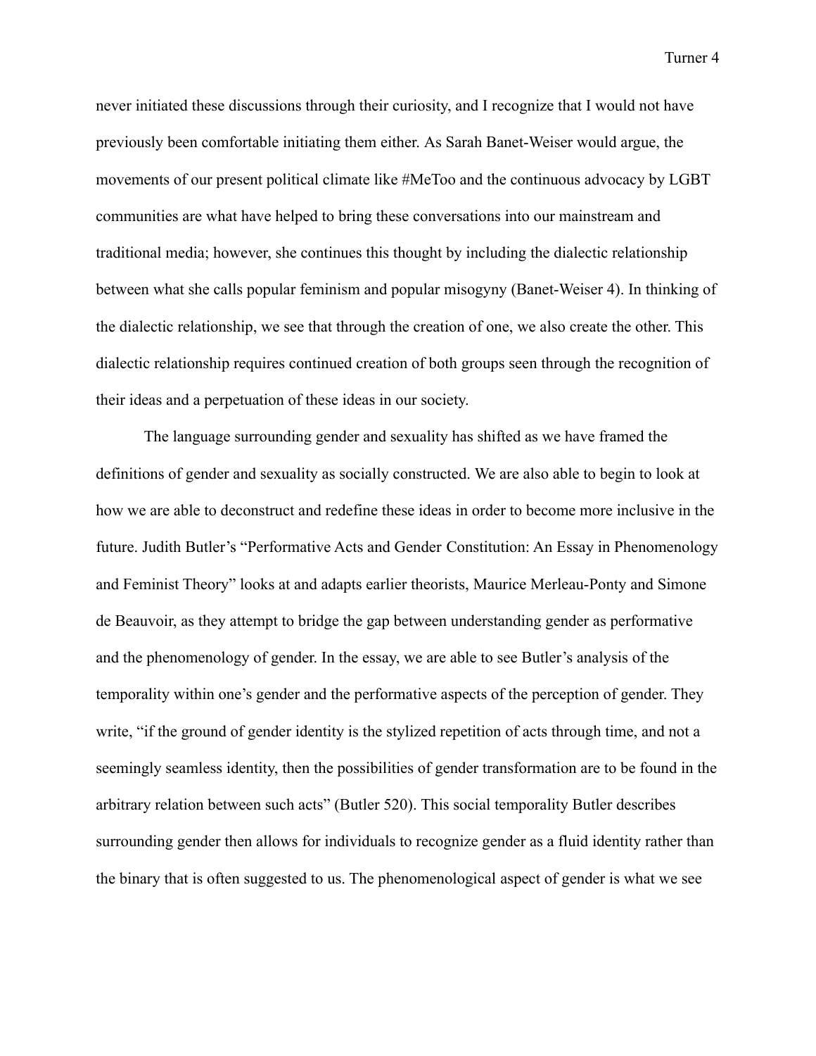never initiated these discussions through their curiosity, and I recognize that I would not have previously been comfortable initiating them either. As Sarah Banet-Weiser would argue, the movements of our present political climate like #MeToo and the continuous advocacy by LGBT communities are what have helped to bring these conversations into our mainstream and traditional media; however, she continues this thought by including the dialectic relationship between what she calls popular feminism and popular misogyny (Banet-Weiser 4). In thinking of the dialectic relationship, we see that through the creation of one, we also create the other. This dialectic relationship requires continued creation of both groups seen through the recognition of their ideas and a perpetuation of these ideas in our society.

The language surrounding gender and sexuality has shifted as we have framed the definitions of gender and sexuality as socially constructed. We are also able to begin to look at how we are able to deconstruct and redefine these ideas in order to become more inclusive in the future. Judith Butler's "Performative Acts and Gender Constitution: An Essay in Phenomenology and Feminist Theory" looks at and adapts earlier theorists, Maurice Merleau-Ponty and Simone de Beauvoir, as they attempt to bridge the gap between understanding gender as performative and the phenomenology of gender. In the essay, we are able to see Butler's analysis of the temporality within one's gender and the performative aspects of the perception of gender. They write, "if the ground of gender identity is the stylized repetition of acts through time, and not a seemingly seamless identity, then the possibilities of gender transformation are to be found in the arbitrary relation between such acts" (Butler 520). This social temporality Butler describes surrounding gender then allows for individuals to recognize gender as a fluid identity rather than the binary that is often suggested to us. The phenomenological aspect of gender is what we see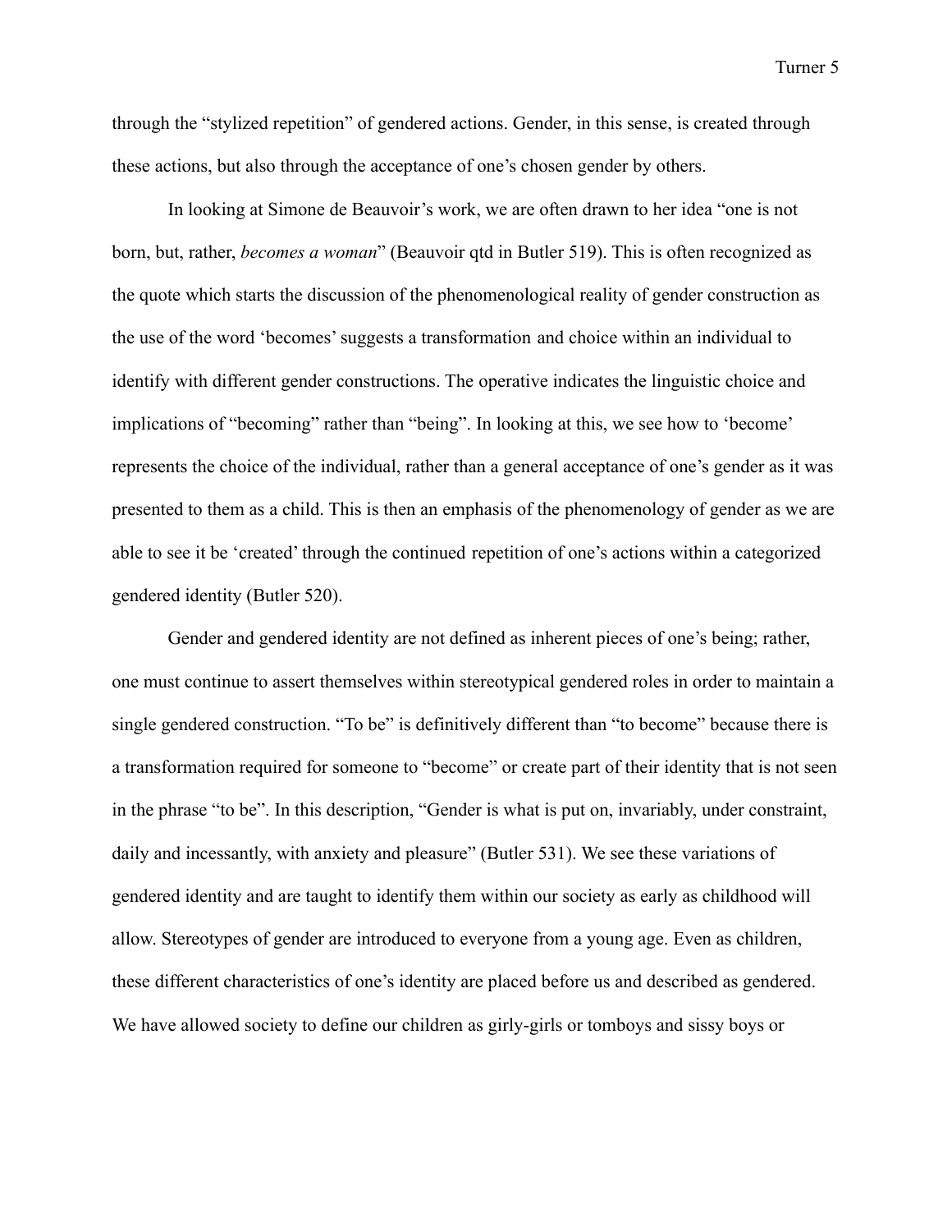through the "stylized repetition" of gendered actions. Gender, in this sense, is created through these actions, but also through the acceptance of one's chosen gender by others.

In looking at Simone de Beauvoir's work, we are often drawn to her idea "one is not born, but, rather, *becomes a woman*" (Beauvoir qtd in Butler 519). This is often recognized as the quote which starts the discussion of the phenomenological reality of gender construction as the use of the word 'becomes' suggests a transformation and choice within an individual to identify with different gender constructions. The operative indicates the linguistic choice and implications of "becoming" rather than "being". In looking at this, we see how to 'become' represents the choice of the individual, rather than a general acceptance of one's gender as it was presented to them as a child. This is then an emphasis of the phenomenology of gender as we are able to see it be 'created' through the continued repetition of one's actions within a categorized gendered identity (Butler 520).

Gender and gendered identity are not defined as inherent pieces of one's being; rather, one must continue to assert themselves within stereotypical gendered roles in order to maintain a single gendered construction. "To be" is definitively different than "to become" because there is a transformation required for someone to "become" or create part of their identity that is not seen in the phrase "to be". In this description, "Gender is what is put on, invariably, under constraint, daily and incessantly, with anxiety and pleasure" (Butler 531). We see these variations of gendered identity and are taught to identify them within our society as early as childhood will allow. Stereotypes of gender are introduced to everyone from a young age. Even as children, these different characteristics of one's identity are placed before us and described as gendered. We have allowed society to define our children as girly-girls or tomboys and sissy boys or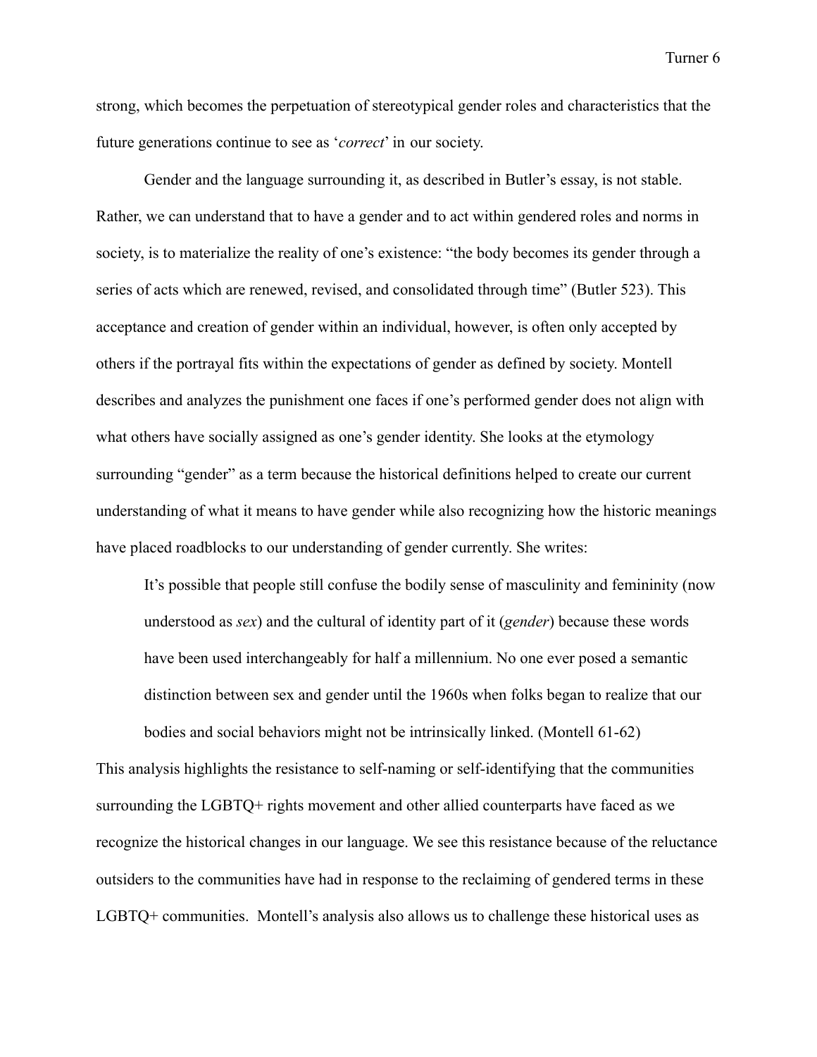strong, which becomes the perpetuation of stereotypical gender roles and characteristics that the future generations continue to see as '*correct*' in our society.

Gender and the language surrounding it, as described in Butler's essay, is not stable. Rather, we can understand that to have a gender and to act within gendered roles and norms in society, is to materialize the reality of one's existence: "the body becomes its gender through a series of acts which are renewed, revised, and consolidated through time" (Butler 523). This acceptance and creation of gender within an individual, however, is often only accepted by others if the portrayal fits within the expectations of gender as defined by society. Montell describes and analyzes the punishment one faces if one's performed gender does not align with what others have socially assigned as one's gender identity. She looks at the etymology surrounding "gender" as a term because the historical definitions helped to create our current understanding of what it means to have gender while also recognizing how the historic meanings have placed roadblocks to our understanding of gender currently. She writes:

> It's possible that people still confuse the bodily sense of masculinity and femininity (now understood as *sex*) and the cultural of identity part of it (*gender*) because these words have been used interchangeably for half a millennium. No one ever posed a semantic distinction between sex and gender until the 1960s when folks began to realize that our bodies and social behaviors might not be intrinsically linked. (Montell 61-62)

This analysis highlights the resistance to self-naming or self-identifying that the communities surrounding the LGBTQ+ rights movement and other allied counterparts have faced as we recognize the historical changes in our language. We see this resistance because of the reluctance outsiders to the communities have had in response to the reclaiming of gendered terms in these LGBTQ+ communities. Montell's analysis also allows us to challenge these historical uses as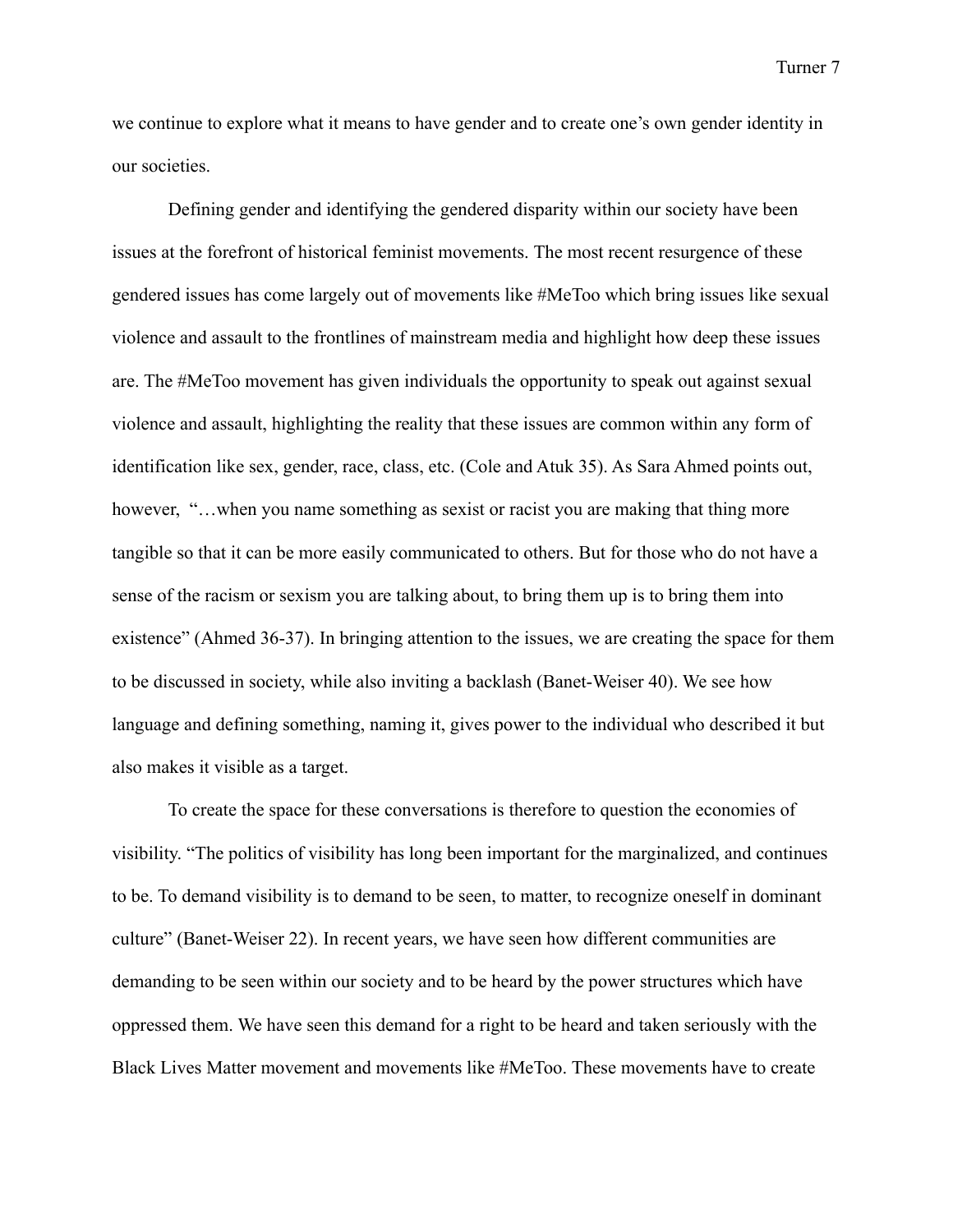we continue to explore what it means to have gender and to create one's own gender identity in our societies.

Defining gender and identifying the gendered disparity within our society have been issues at the forefront of historical feminist movements. The most recent resurgence of these gendered issues has come largely out of movements like #MeToo which bring issues like sexual violence and assault to the frontlines of mainstream media and highlight how deep these issues are. The #MeToo movement has given individuals the opportunity to speak out against sexual violence and assault, highlighting the reality that these issues are common within any form of identification like sex, gender, race, class, etc. (Cole and Atuk 35). As Sara Ahmed points out, however, "…when you name something as sexist or racist you are making that thing more tangible so that it can be more easily communicated to others. But for those who do not have a sense of the racism or sexism you are talking about, to bring them up is to bring them into existence" (Ahmed 36-37). In bringing attention to the issues, we are creating the space for them to be discussed in society, while also inviting a backlash (Banet-Weiser 40). We see how language and defining something, naming it, gives power to the individual who described it but also makes it visible as a target.

To create the space for these conversations is therefore to question the economies of visibility. "The politics of visibility has long been important for the marginalized, and continues to be. To demand visibility is to demand to be seen, to matter, to recognize oneself in dominant culture" (Banet-Weiser 22). In recent years, we have seen how different communities are demanding to be seen within our society and to be heard by the power structures which have oppressed them. We have seen this demand for a right to be heard and taken seriously with the Black Lives Matter movement and movements like #MeToo. These movements have to create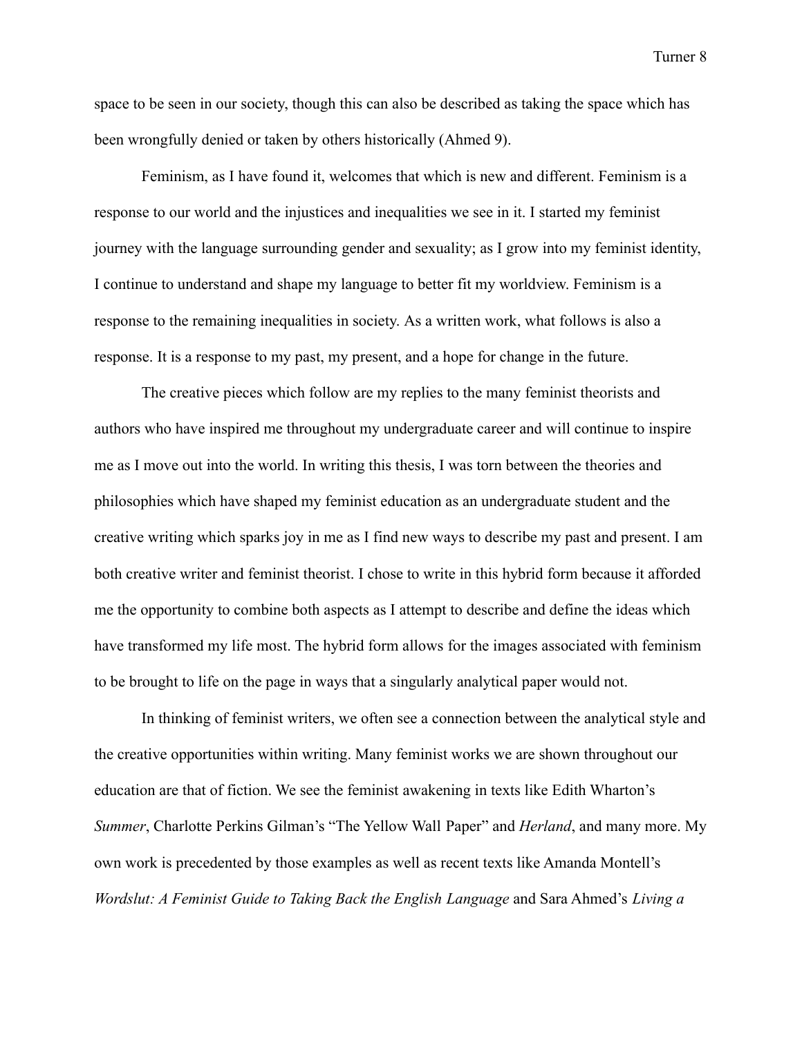space to be seen in our society, though this can also be described as taking the space which has been wrongfully denied or taken by others historically (Ahmed 9).

Feminism, as I have found it, welcomes that which is new and different. Feminism is a response to our world and the injustices and inequalities we see in it. I started my feminist journey with the language surrounding gender and sexuality; as I grow into my feminist identity, I continue to understand and shape my language to better fit my worldview. Feminism is a response to the remaining inequalities in society. As a written work, what follows is also a response. It is a response to my past, my present, and a hope for change in the future.

The creative pieces which follow are my replies to the many feminist theorists and authors who have inspired me throughout my undergraduate career and will continue to inspire me as I move out into the world. In writing this thesis, I was torn between the theories and philosophies which have shaped my feminist education as an undergraduate student and the creative writing which sparks joy in me as I find new ways to describe my past and present. I am both creative writer and feminist theorist. I chose to write in this hybrid form because it afforded me the opportunity to combine both aspects as I attempt to describe and define the ideas which have transformed my life most. The hybrid form allows for the images associated with feminism to be brought to life on the page in ways that a singularly analytical paper would not.

In thinking of feminist writers, we often see a connection between the analytical style and the creative opportunities within writing. Many feminist works we are shown throughout our education are that of fiction. We see the feminist awakening in texts like Edith Wharton's *Summer*, Charlotte Perkins Gilman's "The Yellow Wall Paper" and *Herland*, and many more. My own work is precedented by those examples as well as recent texts like Amanda Montell's *Wordslut: A Feminist Guide to Taking Back the English Language* and Sara Ahmed's *Living a*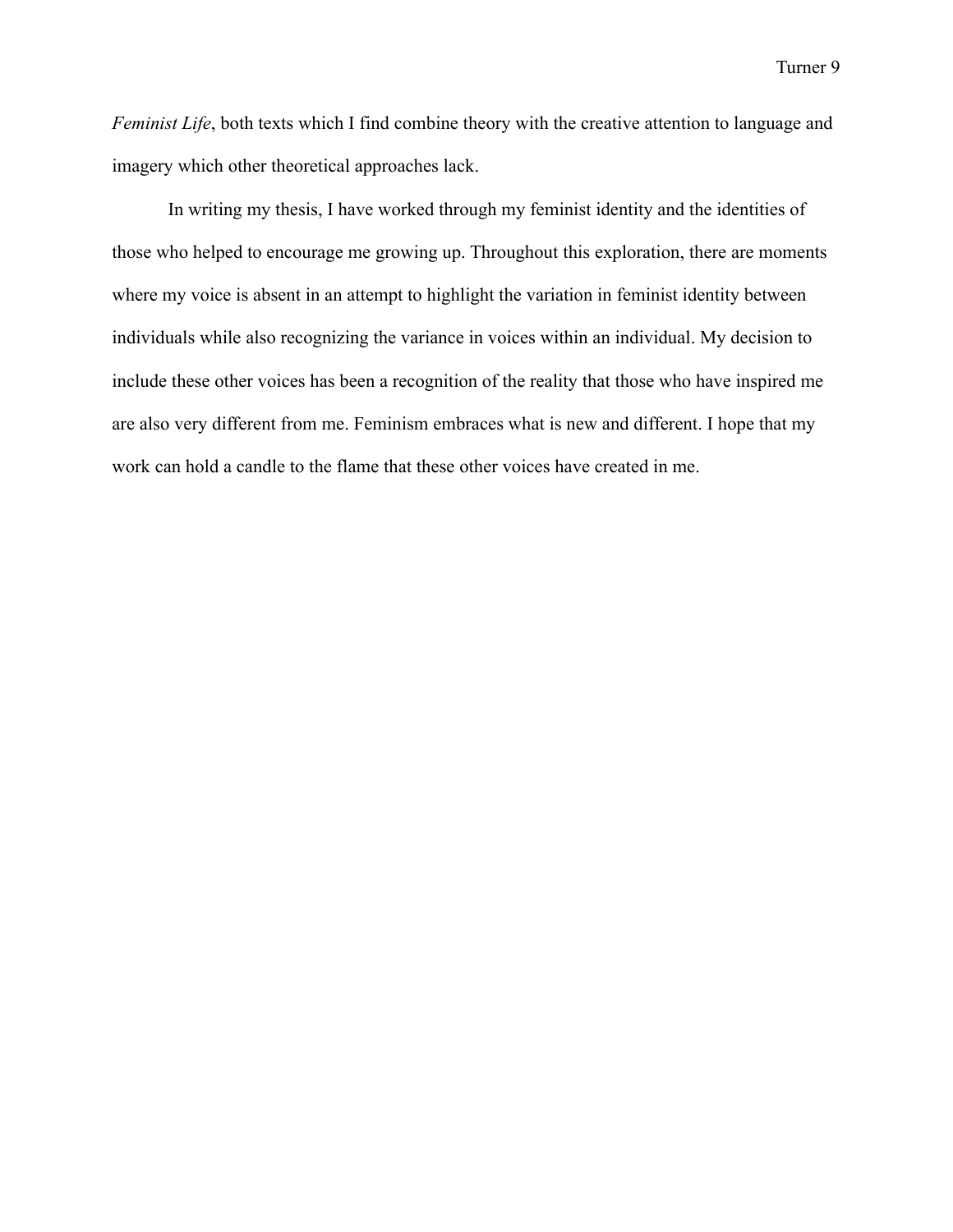*Feminist Life*, both texts which I find combine theory with the creative attention to language and imagery which other theoretical approaches lack.

In writing my thesis, I have worked through my feminist identity and the identities of those who helped to encourage me growing up. Throughout this exploration, there are moments where my voice is absent in an attempt to highlight the variation in feminist identity between individuals while also recognizing the variance in voices within an individual. My decision to include these other voices has been a recognition of the reality that those who have inspired me are also very different from me. Feminism embraces what is new and different. I hope that my work can hold a candle to the flame that these other voices have created in me.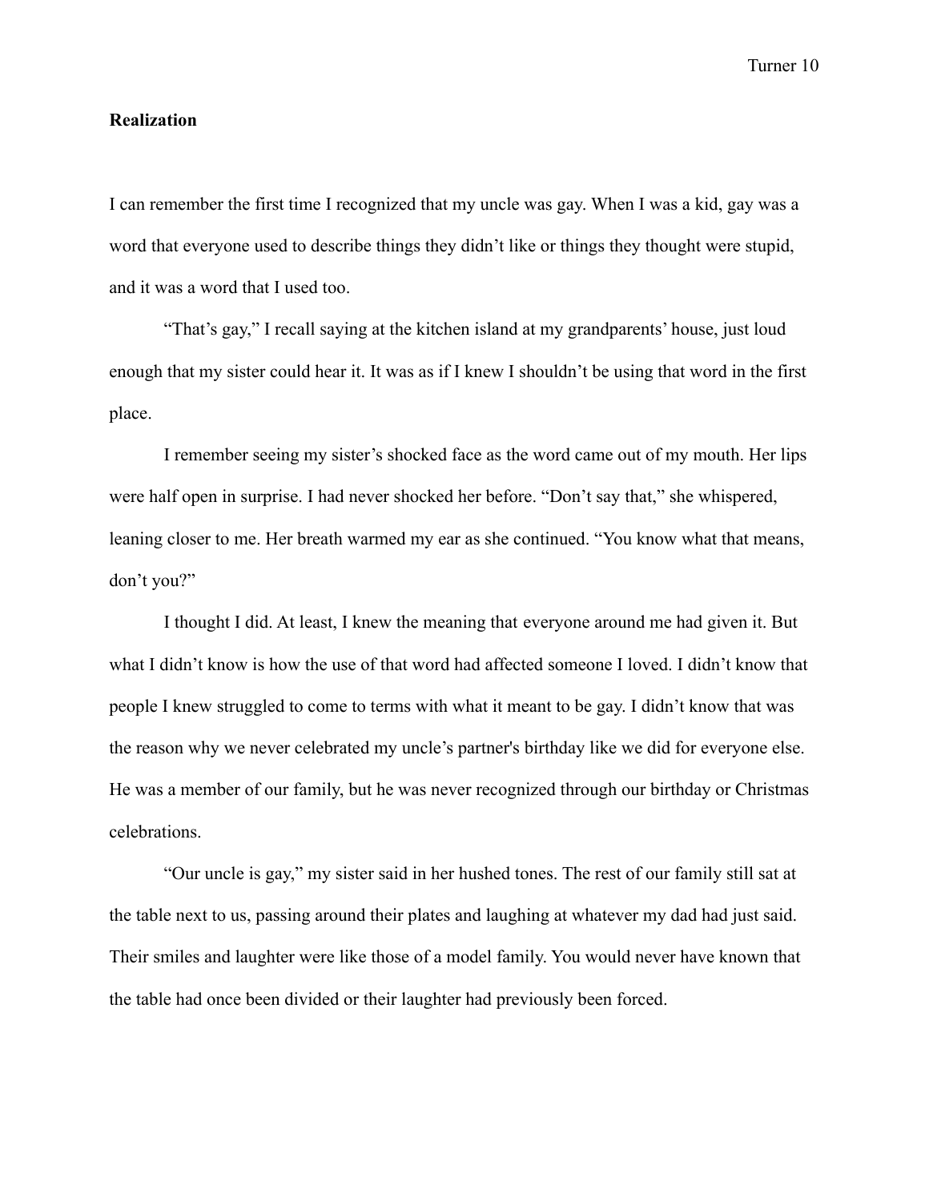**Realization**

I can remember the first time I recognized that my uncle was gay. When I was a kid, gay was a word that everyone used to describe things they didn't like or things they thought were stupid, and it was a word that I used too.

"That's gay," I recall saying at the kitchen island at my grandparents' house, just loud enough that my sister could hear it. It was as if I knew I shouldn't be using that word in the first place.

I remember seeing my sister's shocked face as the word came out of my mouth. Her lips were half open in surprise. I had never shocked her before. "Don't say that," she whispered, leaning closer to me. Her breath warmed my ear as she continued. "You know what that means, don't you?"

I thought I did. At least, I knew the meaning that everyone around me had given it. But what I didn't know is how the use of that word had affected someone I loved. I didn't know that people I knew struggled to come to terms with what it meant to be gay. I didn't know that was the reason why we never celebrated my uncle's partner's birthday like we did for everyone else. He was a member of our family, but he was never recognized through our birthday or Christmas celebrations.

"Our uncle is gay," my sister said in her hushed tones. The rest of our family still sat at the table next to us, passing around their plates and laughing at whatever my dad had just said. Their smiles and laughter were like those of a model family. You would never have known that the table had once been divided or their laughter had previously been forced.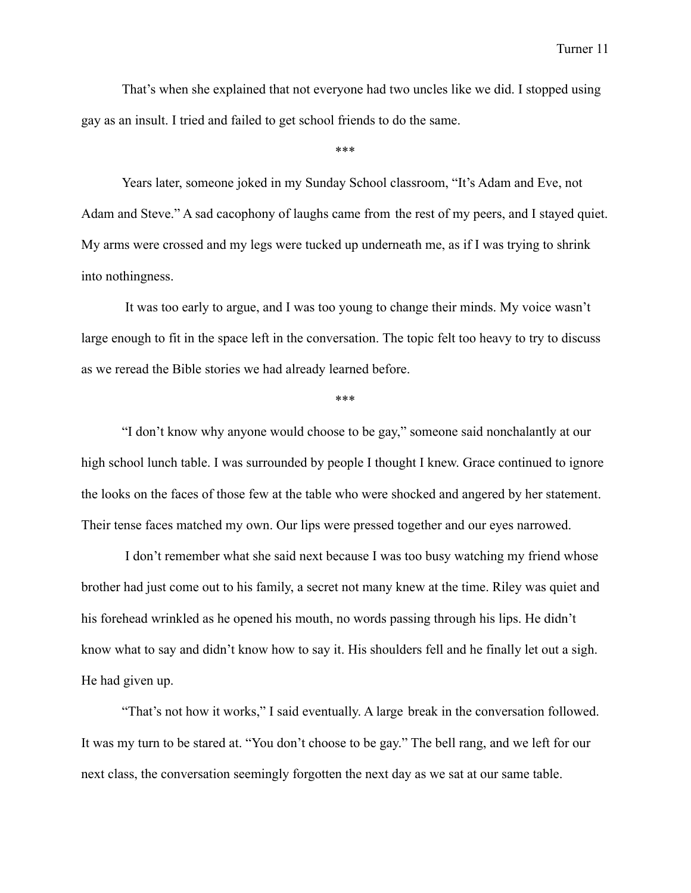That's when she explained that not everyone had two uncles like we did. I stopped using gay as an insult. I tried and failed to get school friends to do the same.

***

Years later, someone joked in my Sunday School classroom, "It's Adam and Eve, not Adam and Steve." A sad cacophony of laughs came from the rest of my peers, and I stayed quiet. My arms were crossed and my legs were tucked up underneath me, as if I was trying to shrink into nothingness.

It was too early to argue, and I was too young to change their minds. My voice wasn't large enough to fit in the space left in the conversation. The topic felt too heavy to try to discuss as we reread the Bible stories we had already learned before.

***

"I don't know why anyone would choose to be gay," someone said nonchalantly at our high school lunch table. I was surrounded by people I thought I knew. Grace continued to ignore the looks on the faces of those few at the table who were shocked and angered by her statement. Their tense faces matched my own. Our lips were pressed together and our eyes narrowed.

I don't remember what she said next because I was too busy watching my friend whose brother had just come out to his family, a secret not many knew at the time. Riley was quiet and his forehead wrinkled as he opened his mouth, no words passing through his lips. He didn't know what to say and didn't know how to say it. His shoulders fell and he finally let out a sigh. He had given up.

"That's not how it works," I said eventually. A large break in the conversation followed. It was my turn to be stared at. "You don't choose to be gay." The bell rang, and we left for our next class, the conversation seemingly forgotten the next day as we sat at our same table.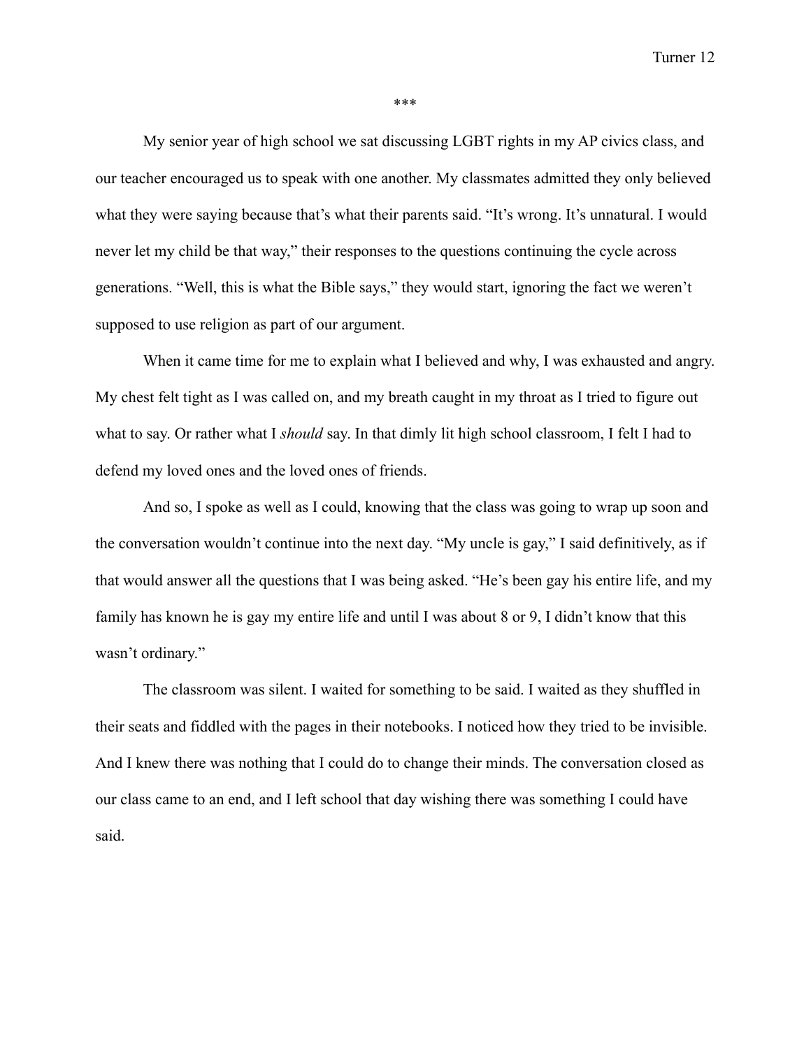\*\*\*

My senior year of high school we sat discussing LGBT rights in my AP civics class, and our teacher encouraged us to speak with one another. My classmates admitted they only believed what they were saying because that's what their parents said. "It's wrong. It's unnatural. I would never let my child be that way," their responses to the questions continuing the cycle across generations. "Well, this is what the Bible says," they would start, ignoring the fact we weren't supposed to use religion as part of our argument.

When it came time for me to explain what I believed and why, I was exhausted and angry. My chest felt tight as I was called on, and my breath caught in my throat as I tried to figure out what to say. Or rather what I *should* say. In that dimly lit high school classroom, I felt I had to defend my loved ones and the loved ones of friends.

And so, I spoke as well as I could, knowing that the class was going to wrap up soon and the conversation wouldn't continue into the next day. "My uncle is gay," I said definitively, as if that would answer all the questions that I was being asked. "He's been gay his entire life, and my family has known he is gay my entire life and until I was about 8 or 9, I didn't know that this wasn't ordinary."

The classroom was silent. I waited for something to be said. I waited as they shuffled in their seats and fiddled with the pages in their notebooks. I noticed how they tried to be invisible. And I knew there was nothing that I could do to change their minds. The conversation closed as our class came to an end, and I left school that day wishing there was something I could have said.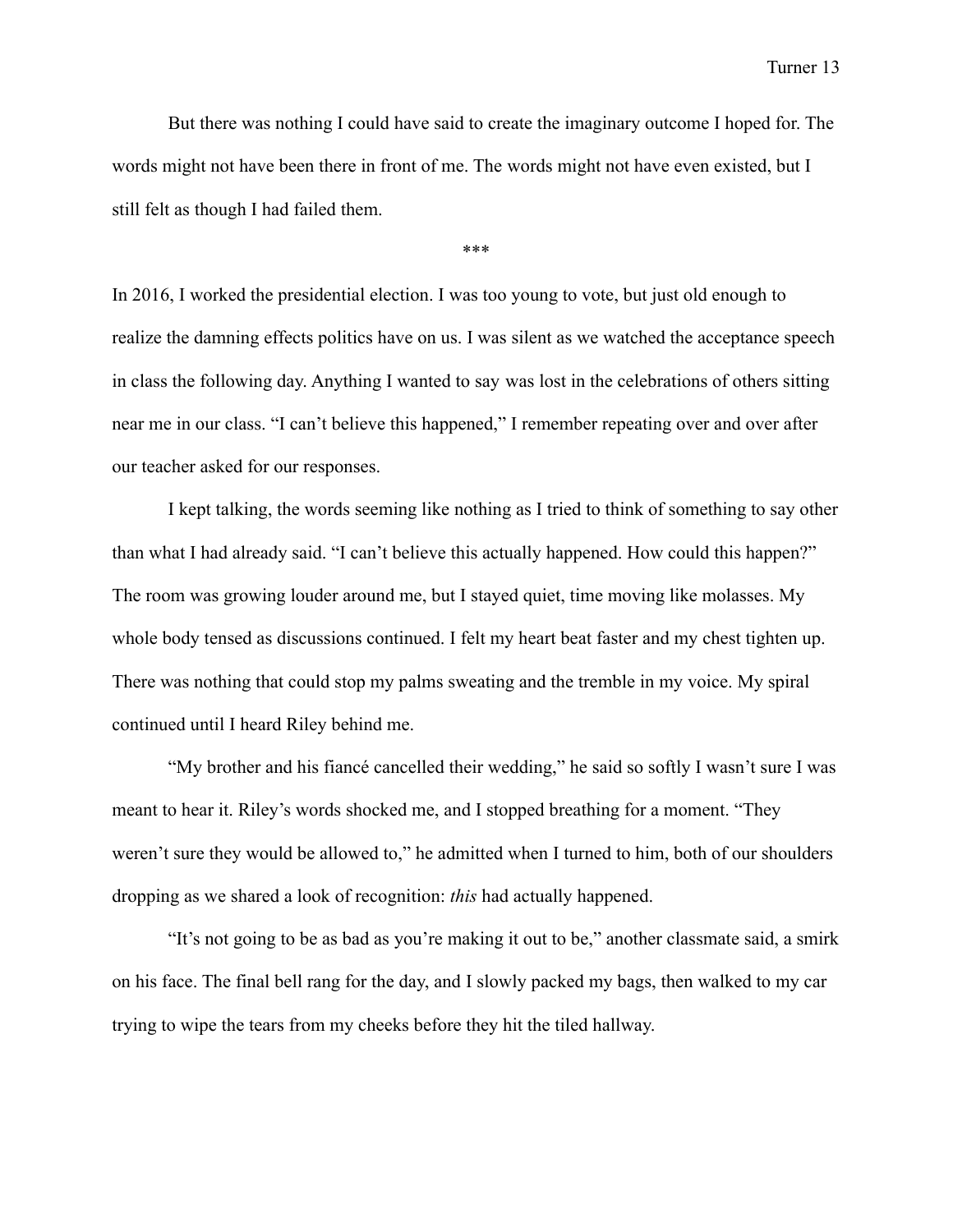But there was nothing I could have said to create the imaginary outcome I hoped for. The words might not have been there in front of me. The words might not have even existed, but I still felt as though I had failed them.

***

In 2016, I worked the presidential election. I was too young to vote, but just old enough to realize the damning effects politics have on us. I was silent as we watched the acceptance speech in class the following day. Anything I wanted to say was lost in the celebrations of others sitting near me in our class. "I can't believe this happened," I remember repeating over and over after our teacher asked for our responses.

I kept talking, the words seeming like nothing as I tried to think of something to say other than what I had already said. "I can't believe this actually happened. How could this happen?" The room was growing louder around me, but I stayed quiet, time moving like molasses. My whole body tensed as discussions continued. I felt my heart beat faster and my chest tighten up. There was nothing that could stop my palms sweating and the tremble in my voice. My spiral continued until I heard Riley behind me.

"My brother and his fiancé cancelled their wedding," he said so softly I wasn't sure I was meant to hear it. Riley's words shocked me, and I stopped breathing for a moment. "They weren't sure they would be allowed to," he admitted when I turned to him, both of our shoulders dropping as we shared a look of recognition: *this* had actually happened.

"It's not going to be as bad as you're making it out to be," another classmate said, a smirk on his face. The final bell rang for the day, and I slowly packed my bags, then walked to my car trying to wipe the tears from my cheeks before they hit the tiled hallway.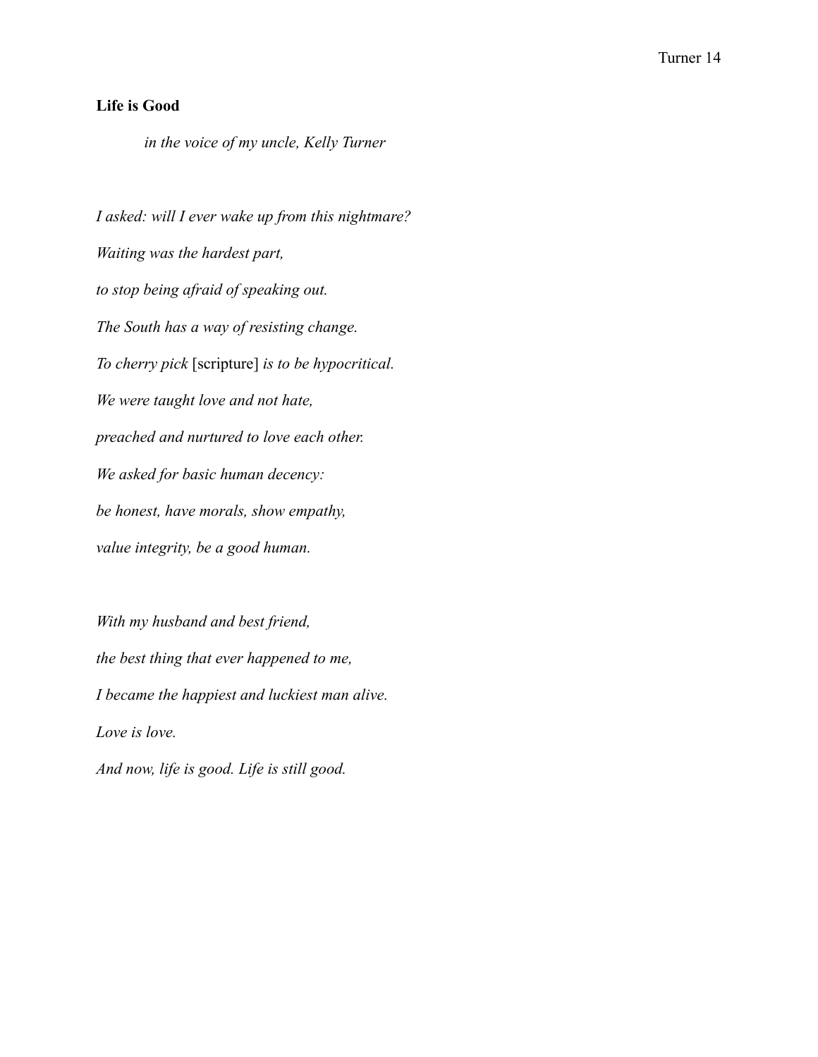**Life is Good**

*in the voice of my uncle, Kelly Turner*

*I asked: will I ever wake up from this nightmare?*

*Waiting was the hardest part,*

*to stop being afraid of speaking out.*

*The South has a way of resisting change.*

*To cherry pick* [scripture] *is to be hypocritical.*

*We were taught love and not hate,*

*preached and nurtured to love each other.*

*We asked for basic human decency:*

*be honest, have morals, show empathy,*

*value integrity, be a good human.*

*With my husband and best friend,*

*the best thing that ever happened to me,*

*I became the happiest and luckiest man alive.*

*Love is love.*

*And now, life is good. Life is still good.*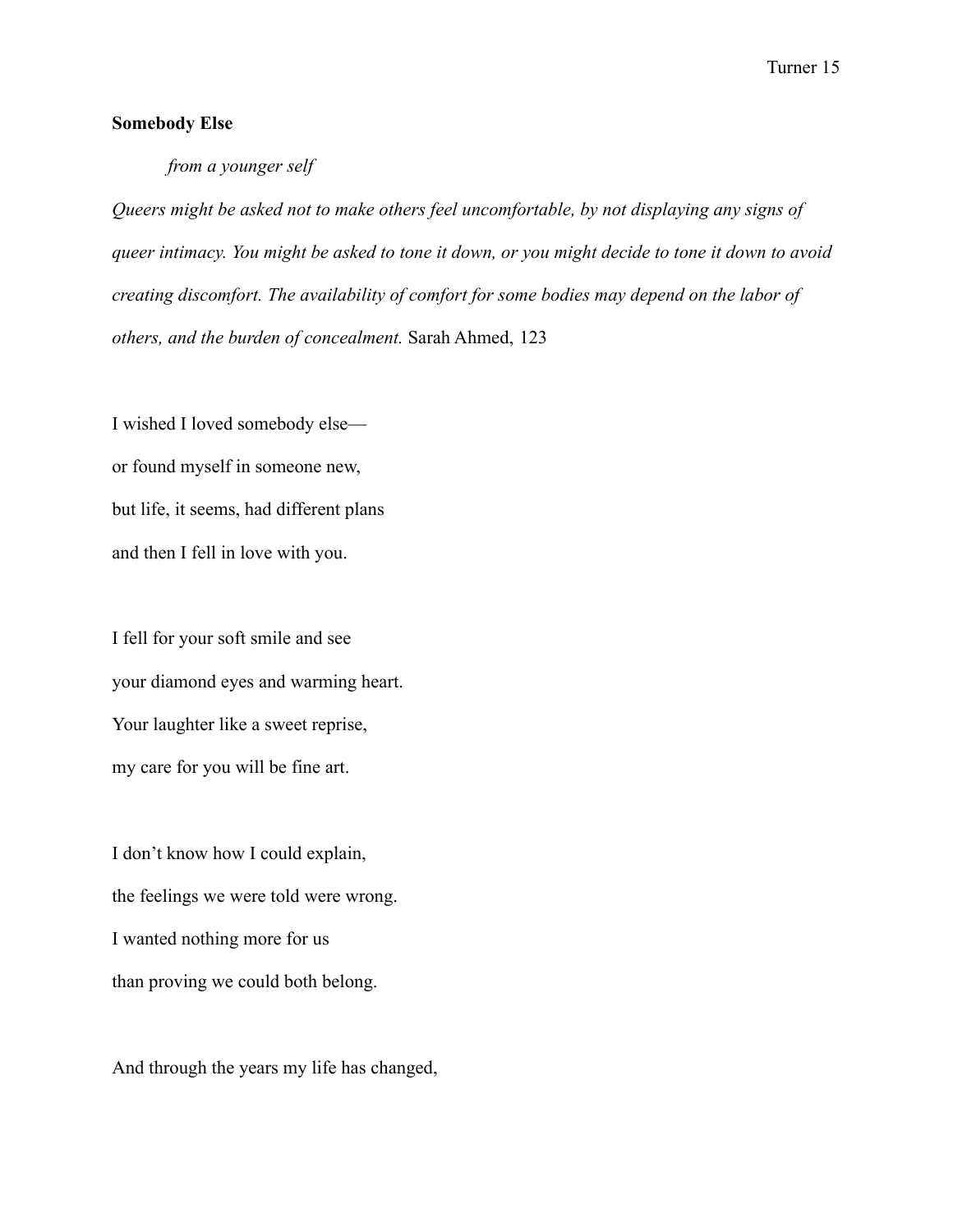**Somebody Else**

*from a younger self*

*Queers might be asked not to make others feel uncomfortable, by not displaying any signs of queer intimacy. You might be asked to tone it down, or you might decide to tone it down to avoid creating discomfort. The availability of comfort for some bodies may depend on the labor of others, and the burden of concealment.* Sarah Ahmed, 123

I wished I loved somebody else—  
or found myself in someone new,  
but life, it seems, had different plans  
and then I fell in love with you.

I fell for your soft smile and see  
your diamond eyes and warming heart.  
Your laughter like a sweet reprise,  
my care for you will be fine art.

I don't know how I could explain,  
the feelings we were told were wrong.  
I wanted nothing more for us  
than proving we could both belong.

And through the years my life has changed,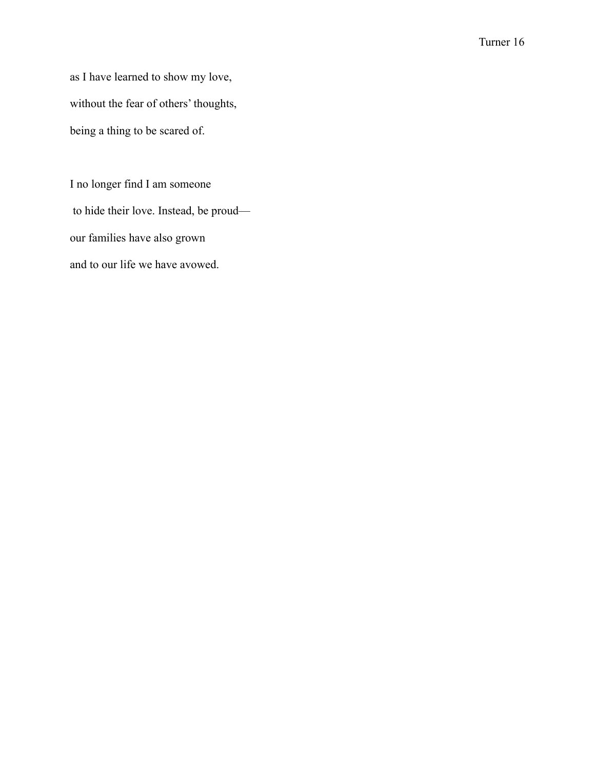as I have learned to show my love,

without the fear of others' thoughts,

being a thing to be scared of.

I no longer find I am someone

to hide their love. Instead, be proud—

our families have also grown

and to our life we have avowed.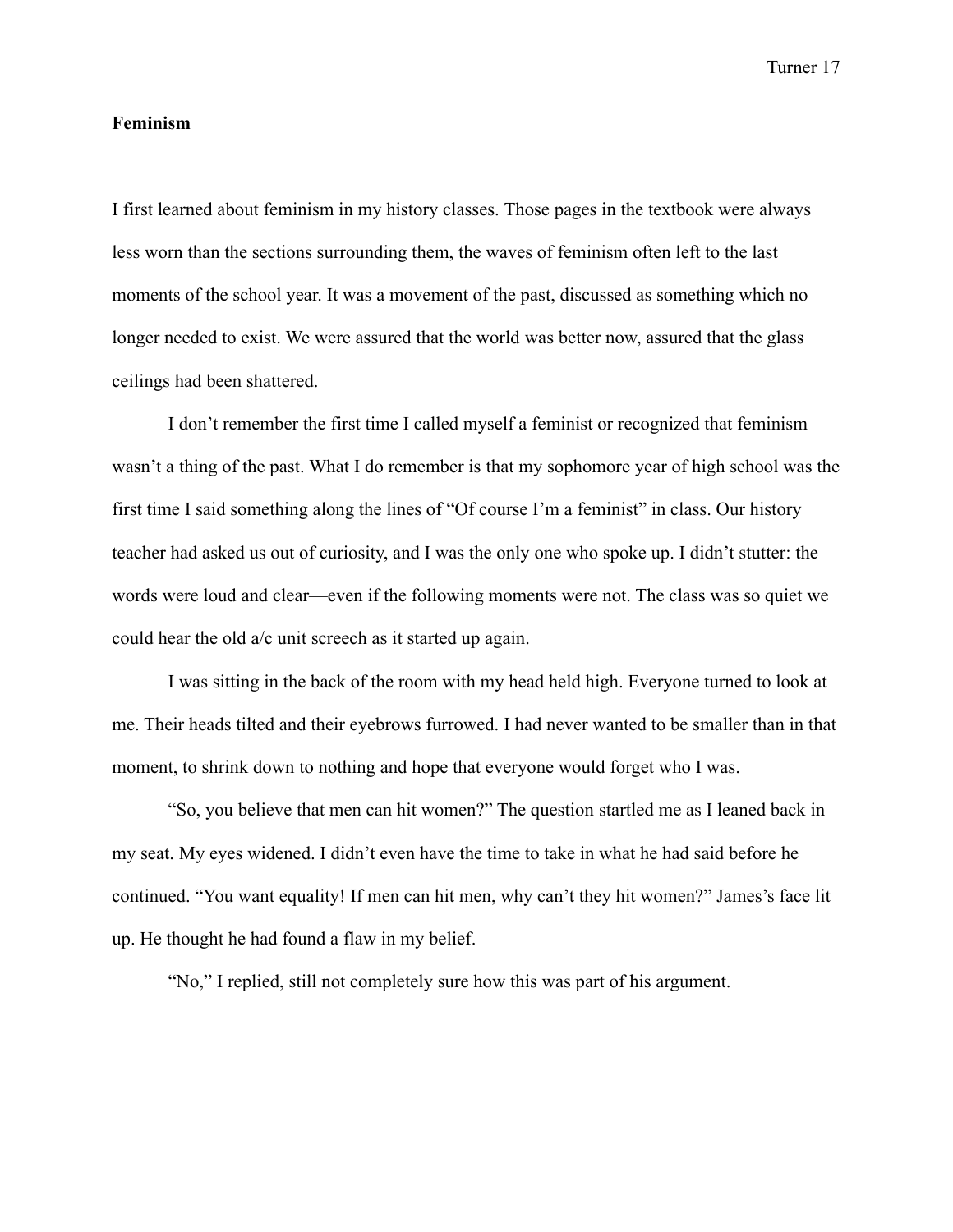**Feminism**

I first learned about feminism in my history classes. Those pages in the textbook were always less worn than the sections surrounding them, the waves of feminism often left to the last moments of the school year. It was a movement of the past, discussed as something which no longer needed to exist. We were assured that the world was better now, assured that the glass ceilings had been shattered.

I don't remember the first time I called myself a feminist or recognized that feminism wasn't a thing of the past. What I do remember is that my sophomore year of high school was the first time I said something along the lines of "Of course I'm a feminist" in class. Our history teacher had asked us out of curiosity, and I was the only one who spoke up. I didn't stutter: the words were loud and clear—even if the following moments were not. The class was so quiet we could hear the old a/c unit screech as it started up again.

I was sitting in the back of the room with my head held high. Everyone turned to look at me. Their heads tilted and their eyebrows furrowed. I had never wanted to be smaller than in that moment, to shrink down to nothing and hope that everyone would forget who I was.

"So, you believe that men can hit women?" The question startled me as I leaned back in my seat. My eyes widened. I didn't even have the time to take in what he had said before he continued. "You want equality! If men can hit men, why can't they hit women?" James's face lit up. He thought he had found a flaw in my belief.

"No," I replied, still not completely sure how this was part of his argument.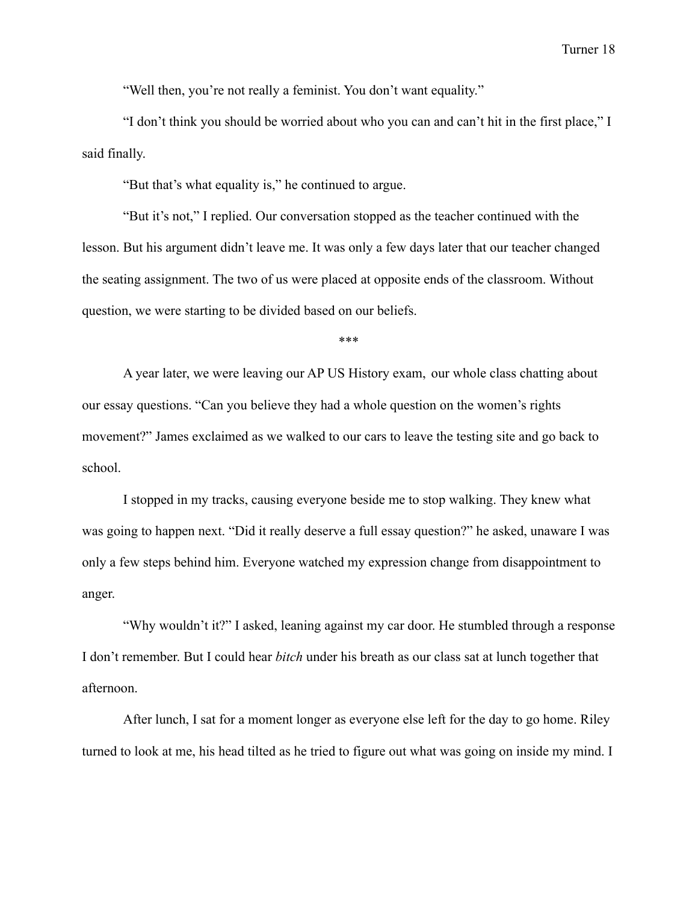"Well then, you're not really a feminist. You don't want equality."

"I don't think you should be worried about who you can and can't hit in the first place," I said finally.

"But that's what equality is," he continued to argue.

"But it's not," I replied. Our conversation stopped as the teacher continued with the lesson. But his argument didn't leave me. It was only a few days later that our teacher changed the seating assignment. The two of us were placed at opposite ends of the classroom. Without question, we were starting to be divided based on our beliefs.

***

A year later, we were leaving our AP US History exam, our whole class chatting about our essay questions. "Can you believe they had a whole question on the women's rights movement?" James exclaimed as we walked to our cars to leave the testing site and go back to school.

I stopped in my tracks, causing everyone beside me to stop walking. They knew what was going to happen next. "Did it really deserve a full essay question?" he asked, unaware I was only a few steps behind him. Everyone watched my expression change from disappointment to anger.

"Why wouldn't it?" I asked, leaning against my car door. He stumbled through a response I don't remember. But I could hear *bitch* under his breath as our class sat at lunch together that afternoon.

After lunch, I sat for a moment longer as everyone else left for the day to go home. Riley turned to look at me, his head tilted as he tried to figure out what was going on inside my mind. I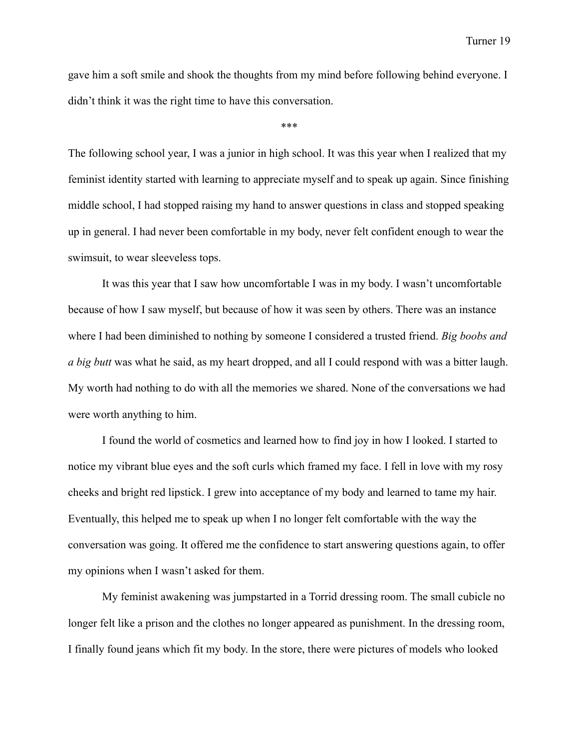gave him a soft smile and shook the thoughts from my mind before following behind everyone. I didn't think it was the right time to have this conversation.

***

The following school year, I was a junior in high school. It was this year when I realized that my feminist identity started with learning to appreciate myself and to speak up again. Since finishing middle school, I had stopped raising my hand to answer questions in class and stopped speaking up in general. I had never been comfortable in my body, never felt confident enough to wear the swimsuit, to wear sleeveless tops.

It was this year that I saw how uncomfortable I was in my body. I wasn't uncomfortable because of how I saw myself, but because of how it was seen by others. There was an instance where I had been diminished to nothing by someone I considered a trusted friend. *Big boobs and a big butt* was what he said, as my heart dropped, and all I could respond with was a bitter laugh. My worth had nothing to do with all the memories we shared. None of the conversations we had were worth anything to him.

I found the world of cosmetics and learned how to find joy in how I looked. I started to notice my vibrant blue eyes and the soft curls which framed my face. I fell in love with my rosy cheeks and bright red lipstick. I grew into acceptance of my body and learned to tame my hair. Eventually, this helped me to speak up when I no longer felt comfortable with the way the conversation was going. It offered me the confidence to start answering questions again, to offer my opinions when I wasn't asked for them.

My feminist awakening was jumpstarted in a Torrid dressing room. The small cubicle no longer felt like a prison and the clothes no longer appeared as punishment. In the dressing room, I finally found jeans which fit my body. In the store, there were pictures of models who looked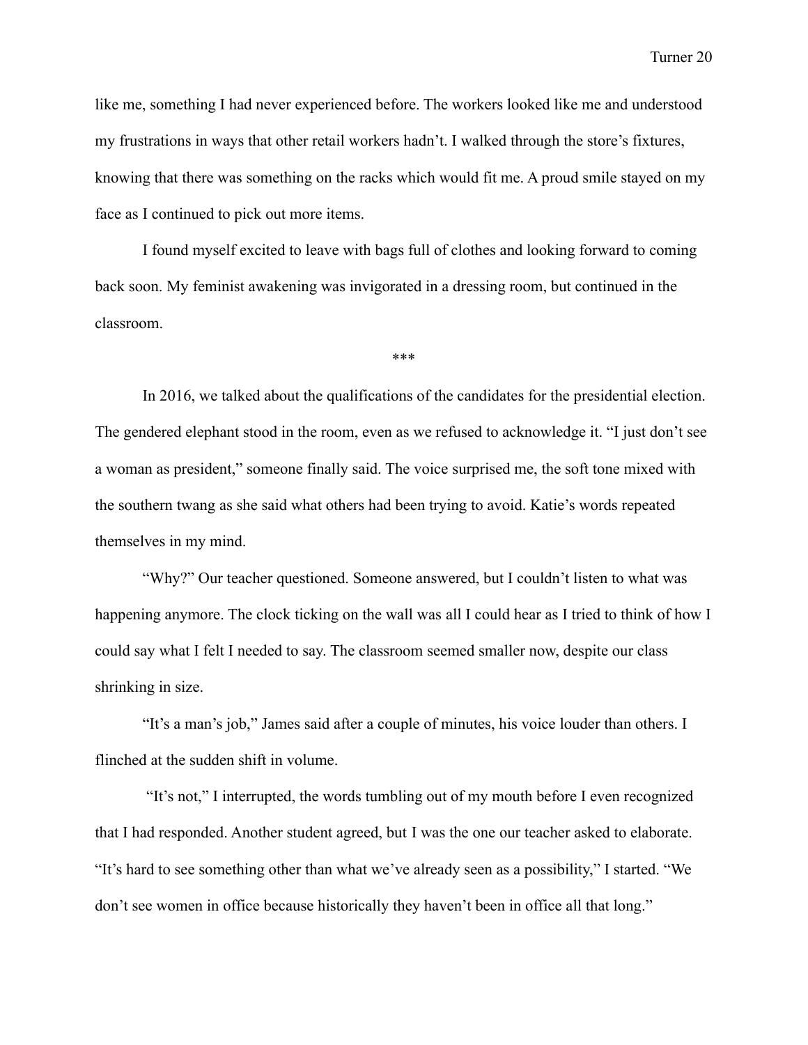like me, something I had never experienced before. The workers looked like me and understood my frustrations in ways that other retail workers hadn't. I walked through the store's fixtures, knowing that there was something on the racks which would fit me. A proud smile stayed on my face as I continued to pick out more items.

I found myself excited to leave with bags full of clothes and looking forward to coming back soon. My feminist awakening was invigorated in a dressing room, but continued in the classroom.

***

In 2016, we talked about the qualifications of the candidates for the presidential election. The gendered elephant stood in the room, even as we refused to acknowledge it. "I just don't see a woman as president," someone finally said. The voice surprised me, the soft tone mixed with the southern twang as she said what others had been trying to avoid. Katie's words repeated themselves in my mind.

"Why?" Our teacher questioned. Someone answered, but I couldn't listen to what was happening anymore. The clock ticking on the wall was all I could hear as I tried to think of how I could say what I felt I needed to say. The classroom seemed smaller now, despite our class shrinking in size.

"It's a man's job," James said after a couple of minutes, his voice louder than others. I flinched at the sudden shift in volume.

"It's not," I interrupted, the words tumbling out of my mouth before I even recognized that I had responded. Another student agreed, but I was the one our teacher asked to elaborate. "It's hard to see something other than what we've already seen as a possibility," I started. "We don't see women in office because historically they haven't been in office all that long."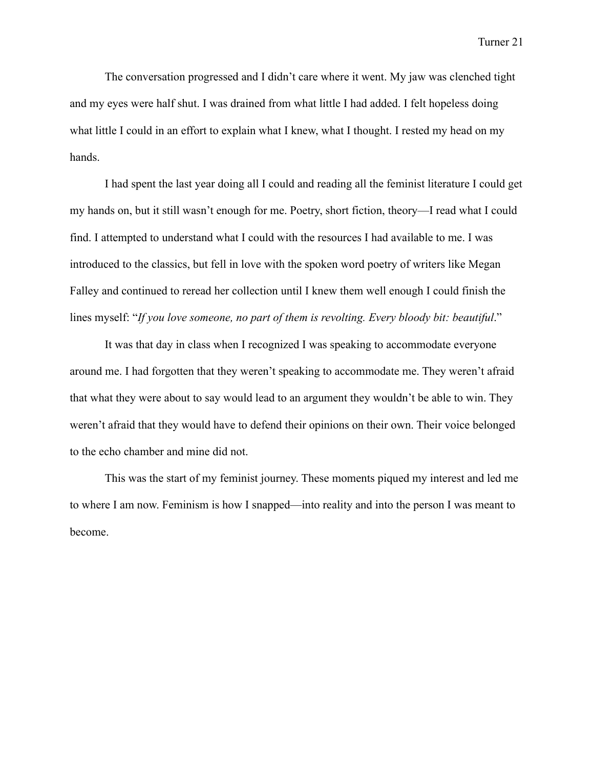The conversation progressed and I didn't care where it went. My jaw was clenched tight and my eyes were half shut. I was drained from what little I had added. I felt hopeless doing what little I could in an effort to explain what I knew, what I thought. I rested my head on my hands.

I had spent the last year doing all I could and reading all the feminist literature I could get my hands on, but it still wasn't enough for me. Poetry, short fiction, theory—I read what I could find. I attempted to understand what I could with the resources I had available to me. I was introduced to the classics, but fell in love with the spoken word poetry of writers like Megan Falley and continued to reread her collection until I knew them well enough I could finish the lines myself: "*If you love someone, no part of them is revolting. Every bloody bit: beautiful*."

It was that day in class when I recognized I was speaking to accommodate everyone around me. I had forgotten that they weren't speaking to accommodate me. They weren't afraid that what they were about to say would lead to an argument they wouldn't be able to win. They weren't afraid that they would have to defend their opinions on their own. Their voice belonged to the echo chamber and mine did not.

This was the start of my feminist journey. These moments piqued my interest and led me to where I am now. Feminism is how I snapped—into reality and into the person I was meant to become.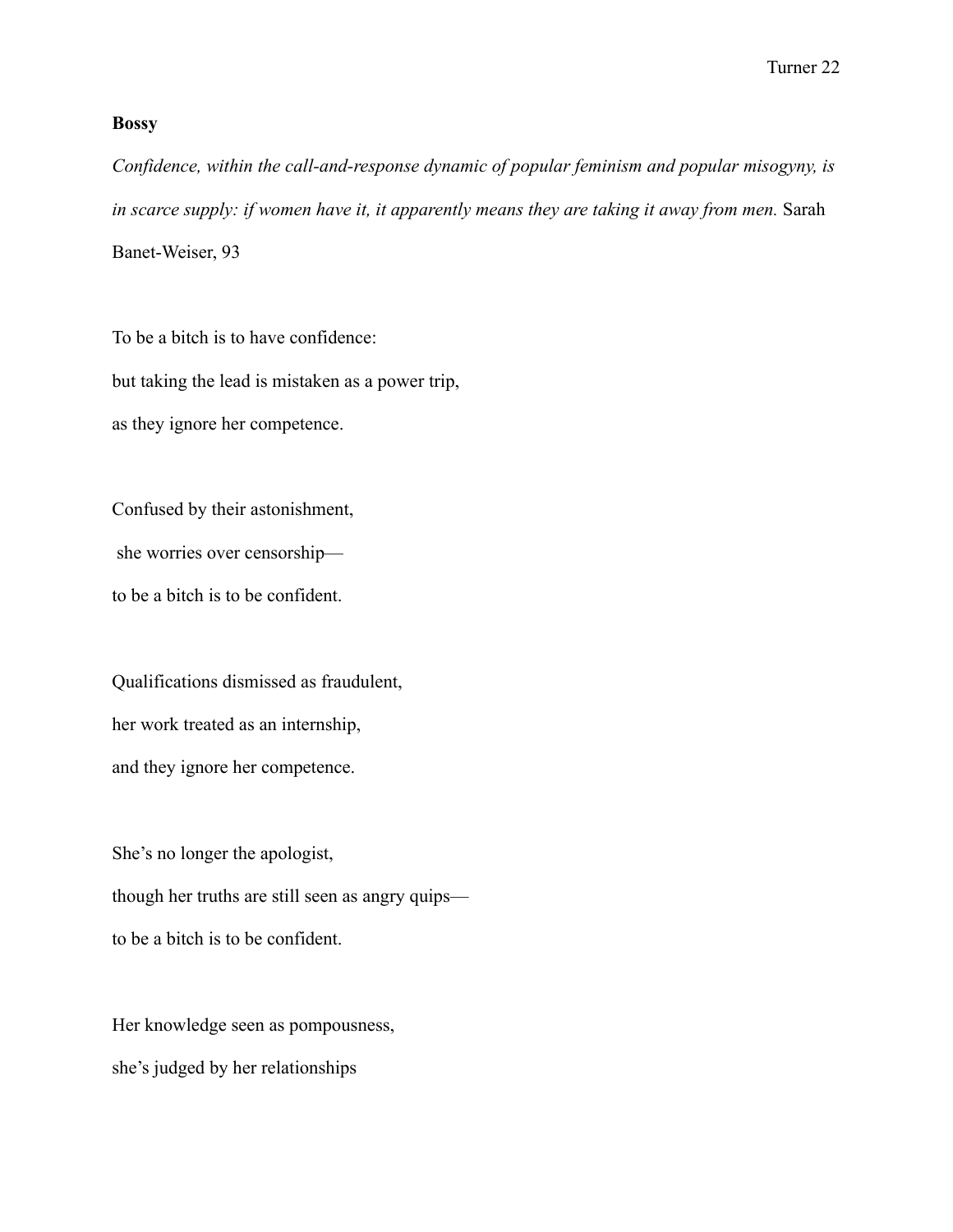**Bossy**

*Confidence, within the call-and-response dynamic of popular feminism and popular misogyny, is in scarce supply: if women have it, it apparently means they are taking it away from men.* Sarah Banet-Weiser, 93

To be a bitch is to have confidence:  
but taking the lead is mistaken as a power trip,  
as they ignore her competence.

Confused by their astonishment,  
she worries over censorship—  
to be a bitch is to be confident.

Qualifications dismissed as fraudulent,  
her work treated as an internship,  
and they ignore her competence.

She's no longer the apologist,  
though her truths are still seen as angry quips—  
to be a bitch is to be confident.

Her knowledge seen as pompousness,  
she's judged by her relationships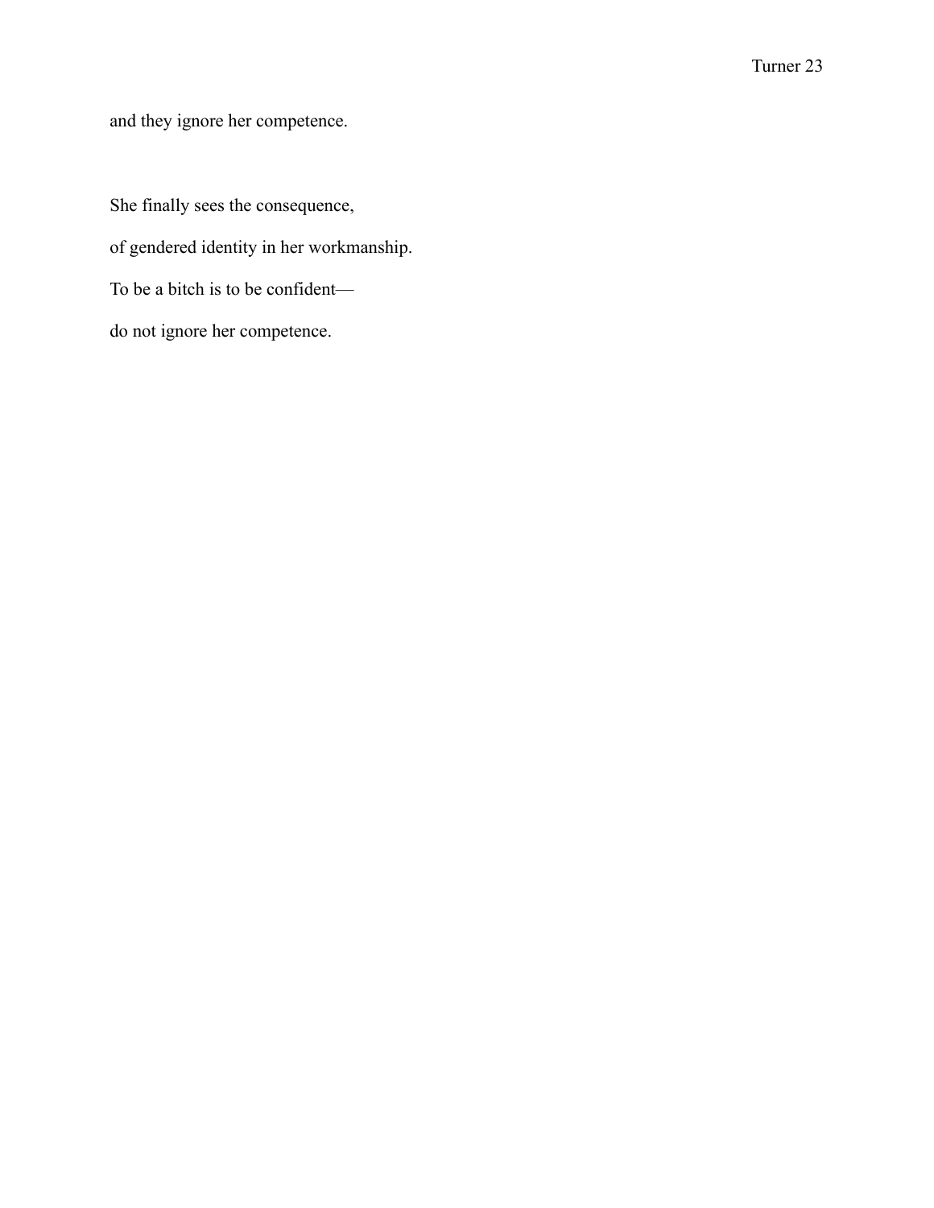and they ignore her competence.

She finally sees the consequence,

of gendered identity in her workmanship.

To be a bitch is to be confident—

do not ignore her competence.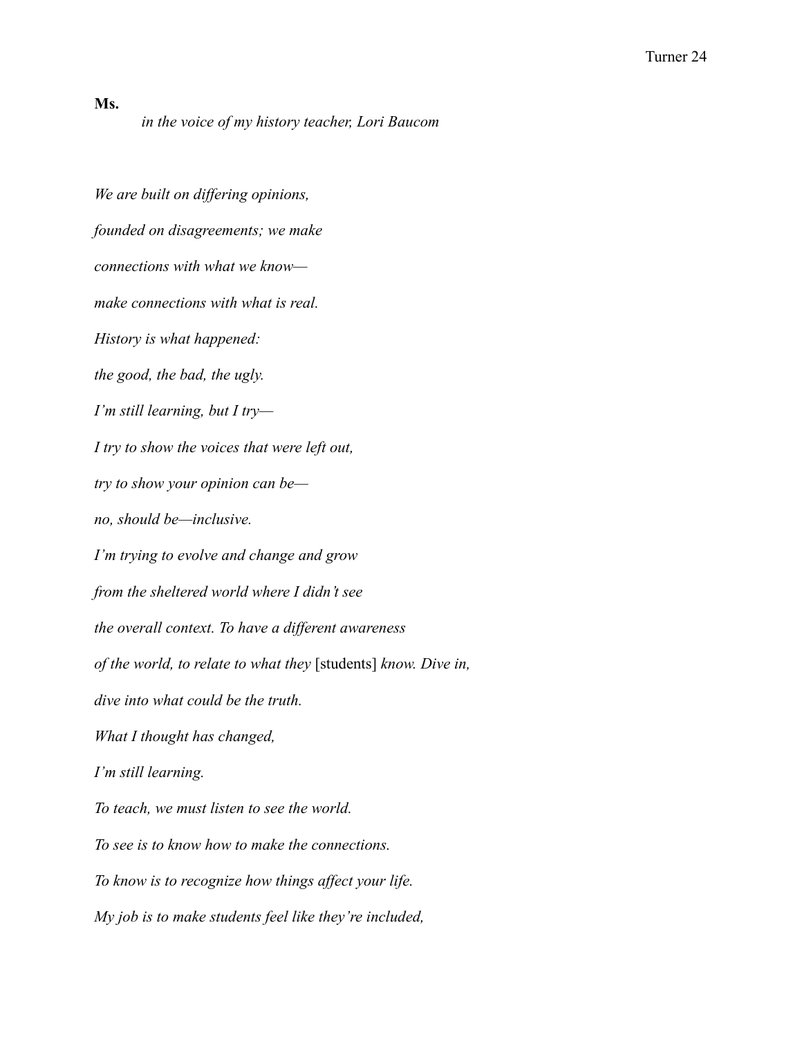**Ms.**

*in the voice of my history teacher, Lori Baucom*

*We are built on differing opinions,*

*founded on disagreements; we make*

*connections with what we know—*

*make connections with what is real.*

*History is what happened:*

*the good, the bad, the ugly.*

*I'm still learning, but I try—*

*I try to show the voices that were left out,*

*try to show your opinion can be—*

*no, should be—inclusive.*

*I'm trying to evolve and change and grow*

*from the sheltered world where I didn't see*

*the overall context. To have a different awareness*

*of the world, to relate to what they* [students] *know. Dive in,*

*dive into what could be the truth.*

*What I thought has changed,*

*I'm still learning.*

*To teach, we must listen to see the world.*

*To see is to know how to make the connections.*

*To know is to recognize how things affect your life.*

*My job is to make students feel like they're included,*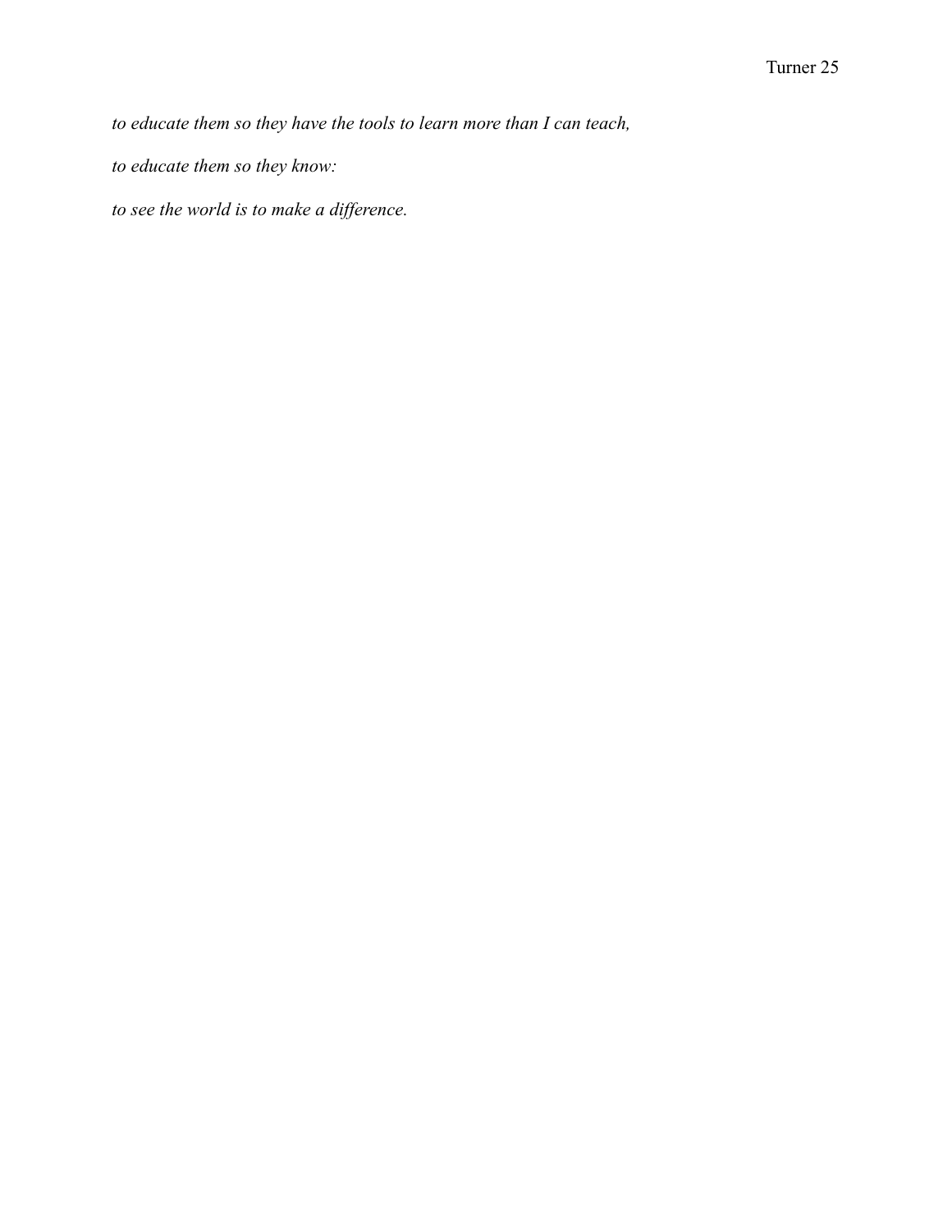*to educate them so they have the tools to learn more than I can teach,*

*to educate them so they know:*

*to see the world is to make a difference.*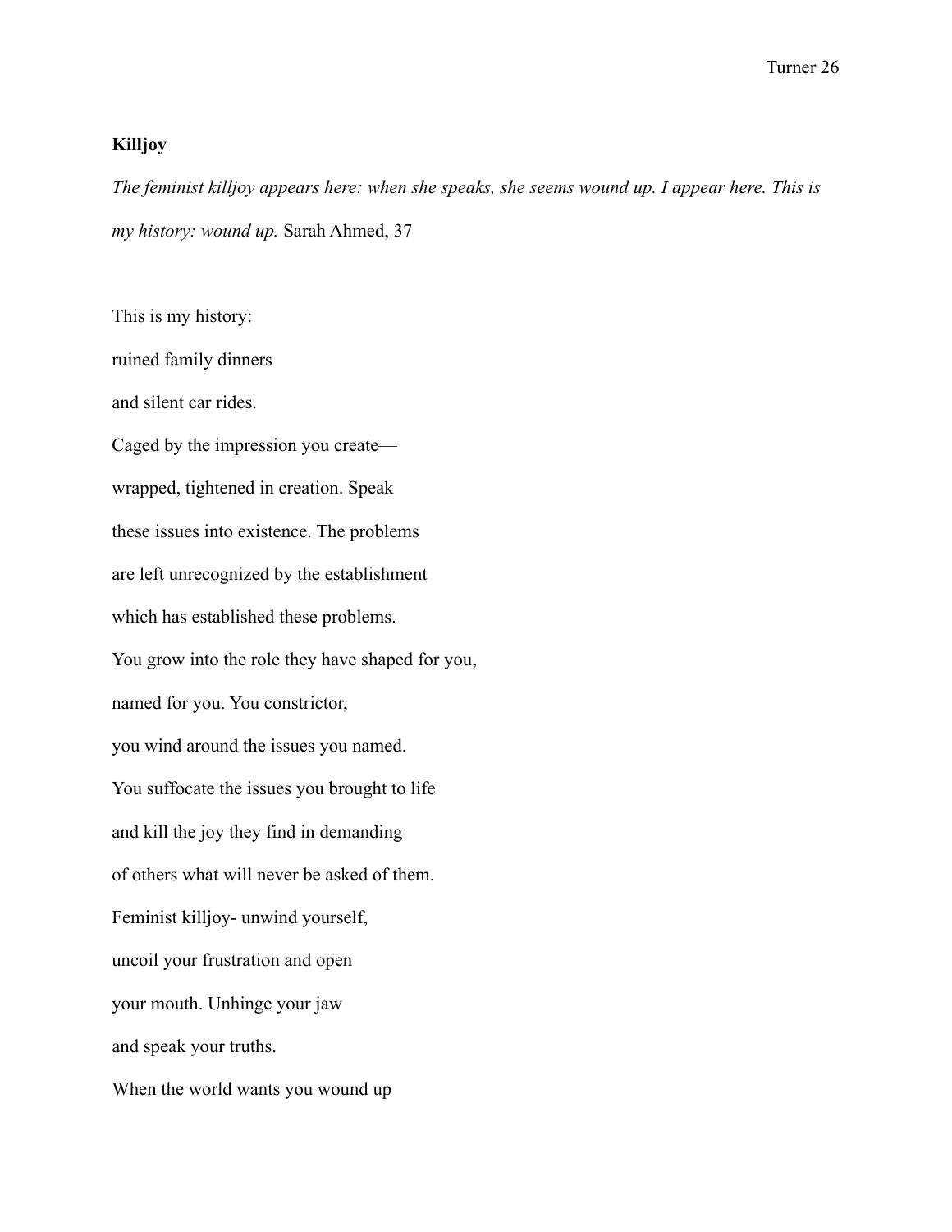**Killjoy**

*The feminist killjoy appears here: when she speaks, she seems wound up. I appear here. This is my history: wound up.* Sarah Ahmed, 37

This is my history:  
ruined family dinners  
and silent car rides.  
Caged by the impression you create—  
wrapped, tightened in creation. Speak  
these issues into existence. The problems  
are left unrecognized by the establishment  
which has established these problems.  
You grow into the role they have shaped for you,  
named for you. You constrictor,  
you wind around the issues you named.  
You suffocate the issues you brought to life  
and kill the joy they find in demanding  
of others what will never be asked of them.  
Feminist killjoy- unwind yourself,  
uncoil your frustration and open  
your mouth. Unhinge your jaw  
and speak your truths.  
When the world wants you wound up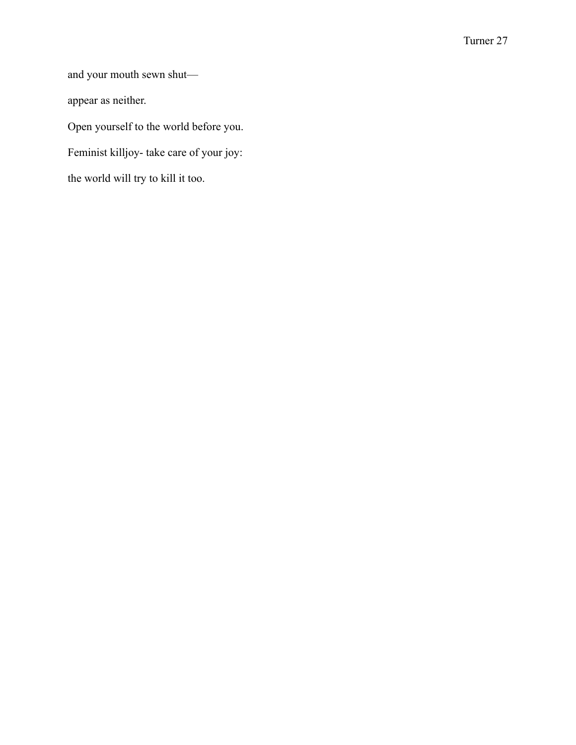and your mouth sewn shut—

appear as neither.

Open yourself to the world before you.

Feminist killjoy- take care of your joy:

the world will try to kill it too.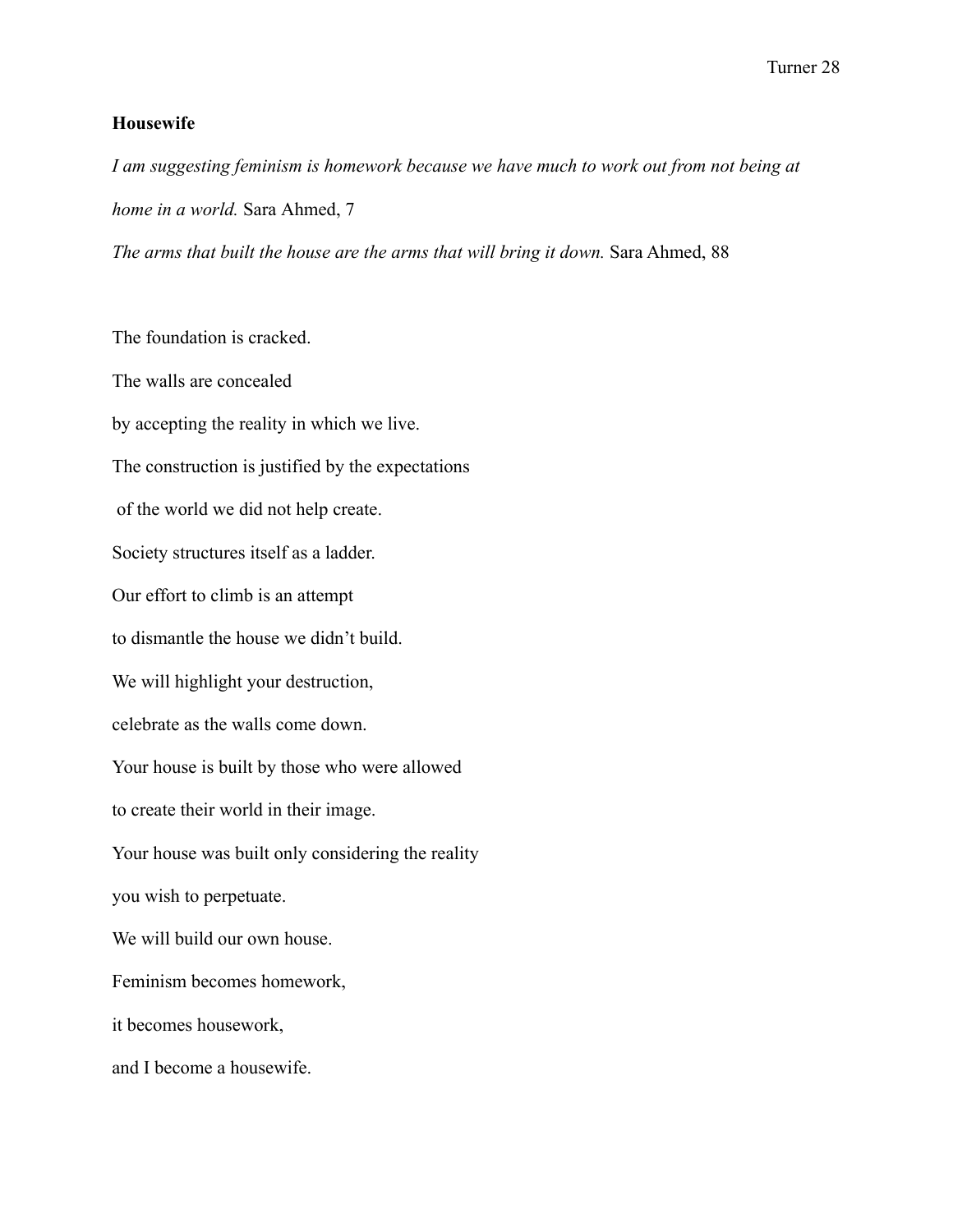**Housewife**

*I am suggesting feminism is homework because we have much to work out from not being at home in a world.* Sara Ahmed, 7

*The arms that built the house are the arms that will bring it down.* Sara Ahmed, 88

The foundation is cracked.

The walls are concealed

by accepting the reality in which we live.

The construction is justified by the expectations

of the world we did not help create.

Society structures itself as a ladder.

Our effort to climb is an attempt

to dismantle the house we didn't build.

We will highlight your destruction,

celebrate as the walls come down.

Your house is built by those who were allowed

to create their world in their image.

Your house was built only considering the reality

you wish to perpetuate.

We will build our own house.

Feminism becomes homework,

it becomes housework,

and I become a housewife.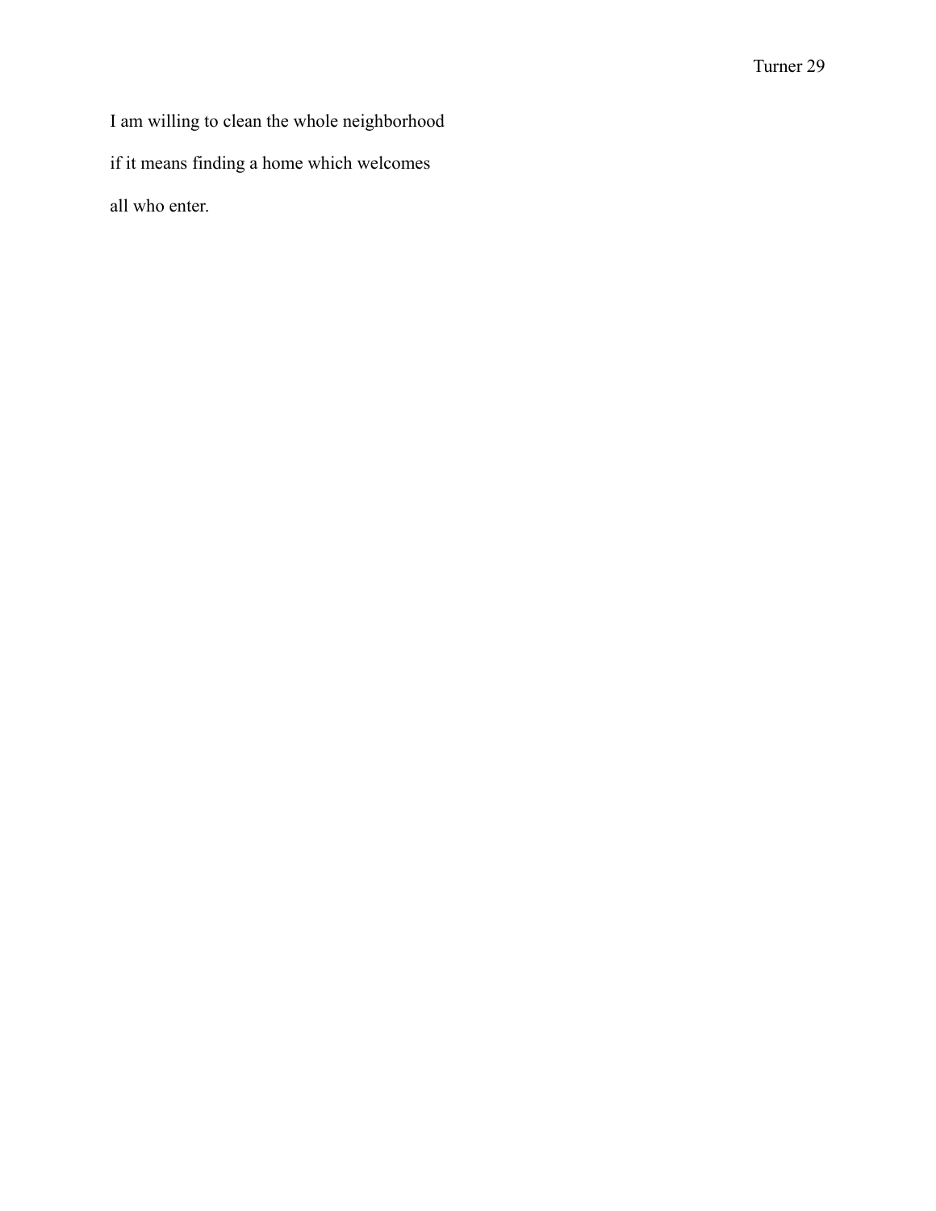I am willing to clean the whole neighborhood

if it means finding a home which welcomes

all who enter.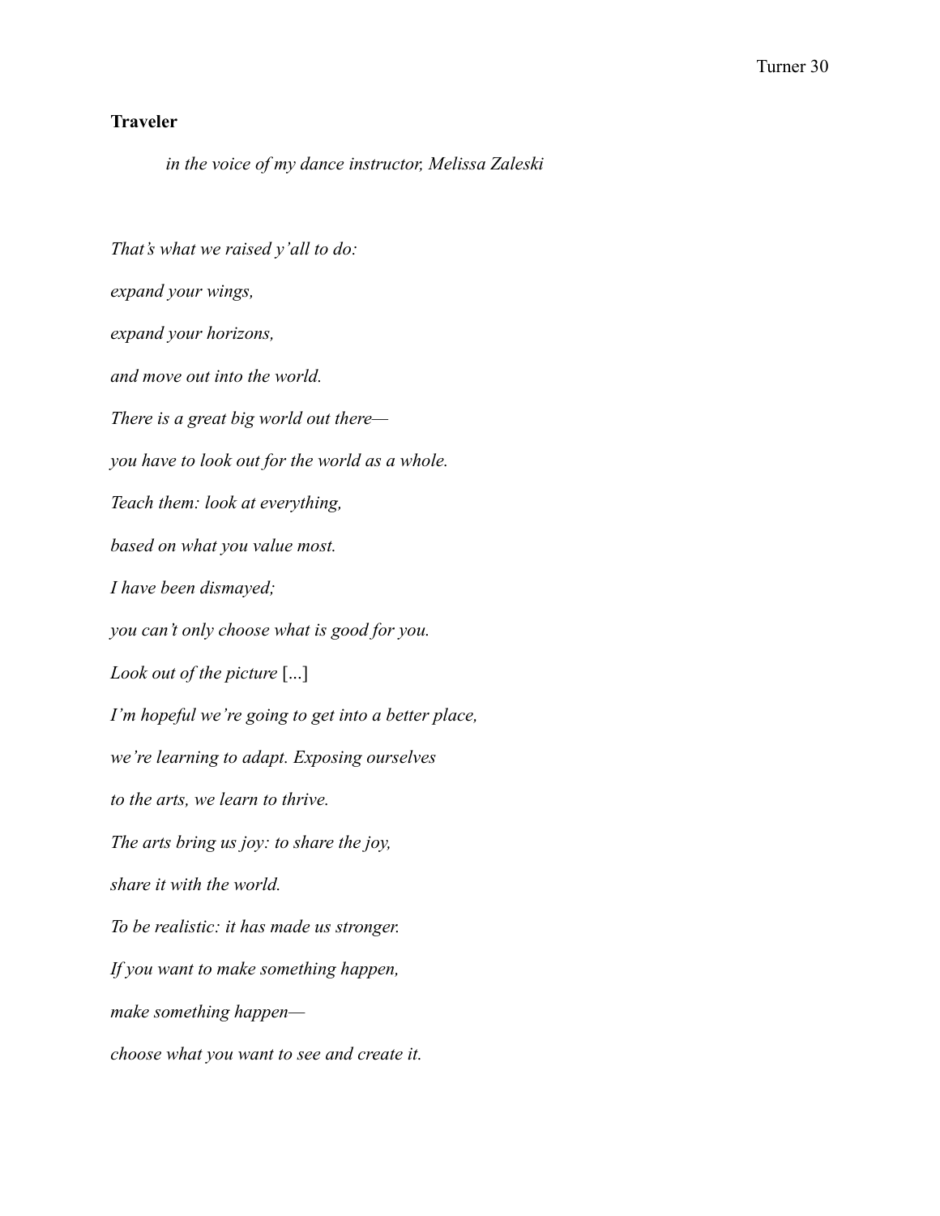**Traveler**

*in the voice of my dance instructor, Melissa Zaleski*

*That's what we raised y'all to do:*

*expand your wings,*

*expand your horizons,*

*and move out into the world.*

*There is a great big world out there—*

*you have to look out for the world as a whole.*

*Teach them: look at everything,*

*based on what you value most.*

*I have been dismayed;*

*you can't only choose what is good for you.*

*Look out of the picture* [...]

*I'm hopeful we're going to get into a better place,*

*we're learning to adapt. Exposing ourselves*

*to the arts, we learn to thrive.*

*The arts bring us joy: to share the joy,*

*share it with the world.*

*To be realistic: it has made us stronger.*

*If you want to make something happen,*

*make something happen—*

*choose what you want to see and create it.*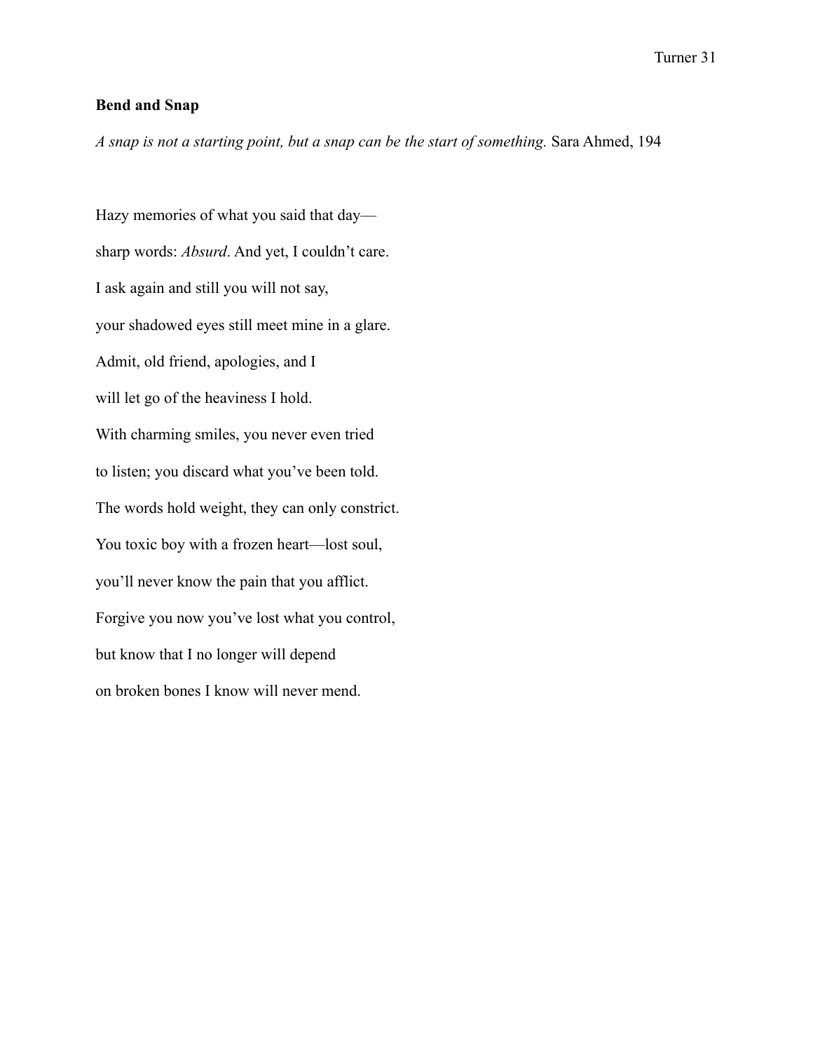**Bend and Snap**

*A snap is not a starting point, but a snap can be the start of something.* Sara Ahmed, 194

Hazy memories of what you said that day—

sharp words: *Absurd*. And yet, I couldn't care.

I ask again and still you will not say,

your shadowed eyes still meet mine in a glare.

Admit, old friend, apologies, and I

will let go of the heaviness I hold.

With charming smiles, you never even tried

to listen; you discard what you've been told.

The words hold weight, they can only constrict.

You toxic boy with a frozen heart—lost soul,

you'll never know the pain that you afflict.

Forgive you now you've lost what you control,

but know that I no longer will depend

on broken bones I know will never mend.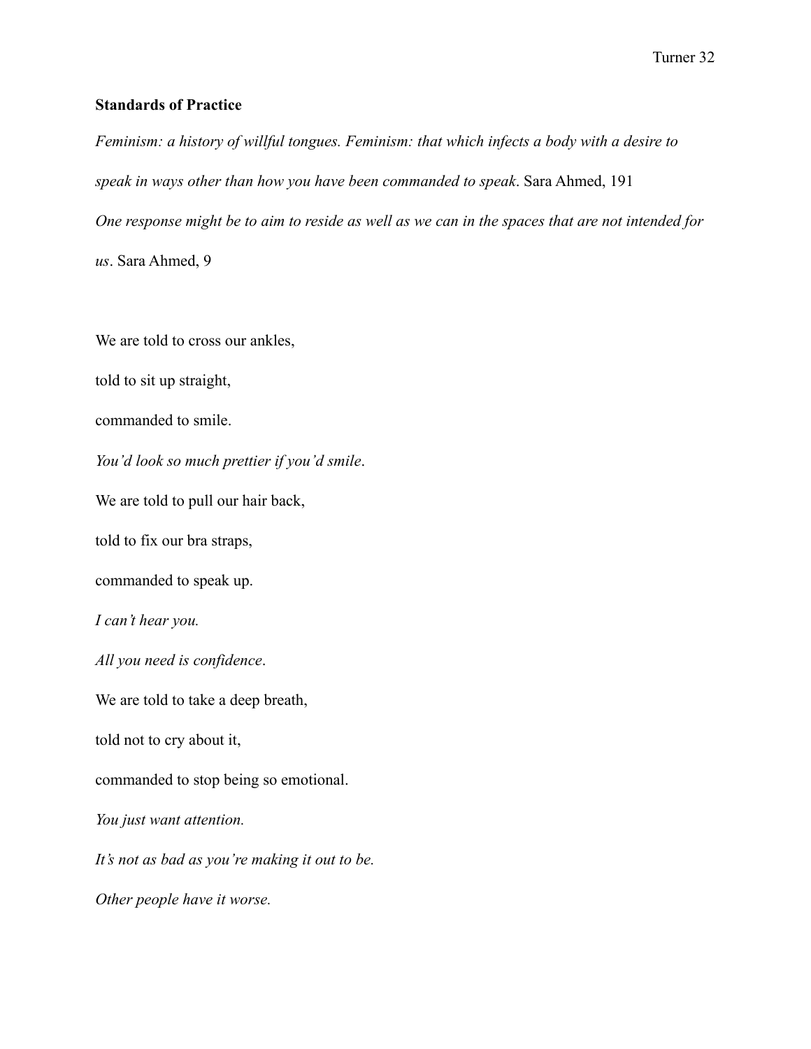**Standards of Practice**

*Feminism: a history of willful tongues. Feminism: that which infects a body with a desire to speak in ways other than how you have been commanded to speak*. Sara Ahmed, 191

*One response might be to aim to reside as well as we can in the spaces that are not intended for us*. Sara Ahmed, 9

We are told to cross our ankles,

told to sit up straight,

commanded to smile.

*You'd look so much prettier if you'd smile*.

We are told to pull our hair back,

told to fix our bra straps,

commanded to speak up.

*I can't hear you.*

*All you need is confidence*.

We are told to take a deep breath,

told not to cry about it,

commanded to stop being so emotional.

*You just want attention.*

*It's not as bad as you're making it out to be.*

*Other people have it worse.*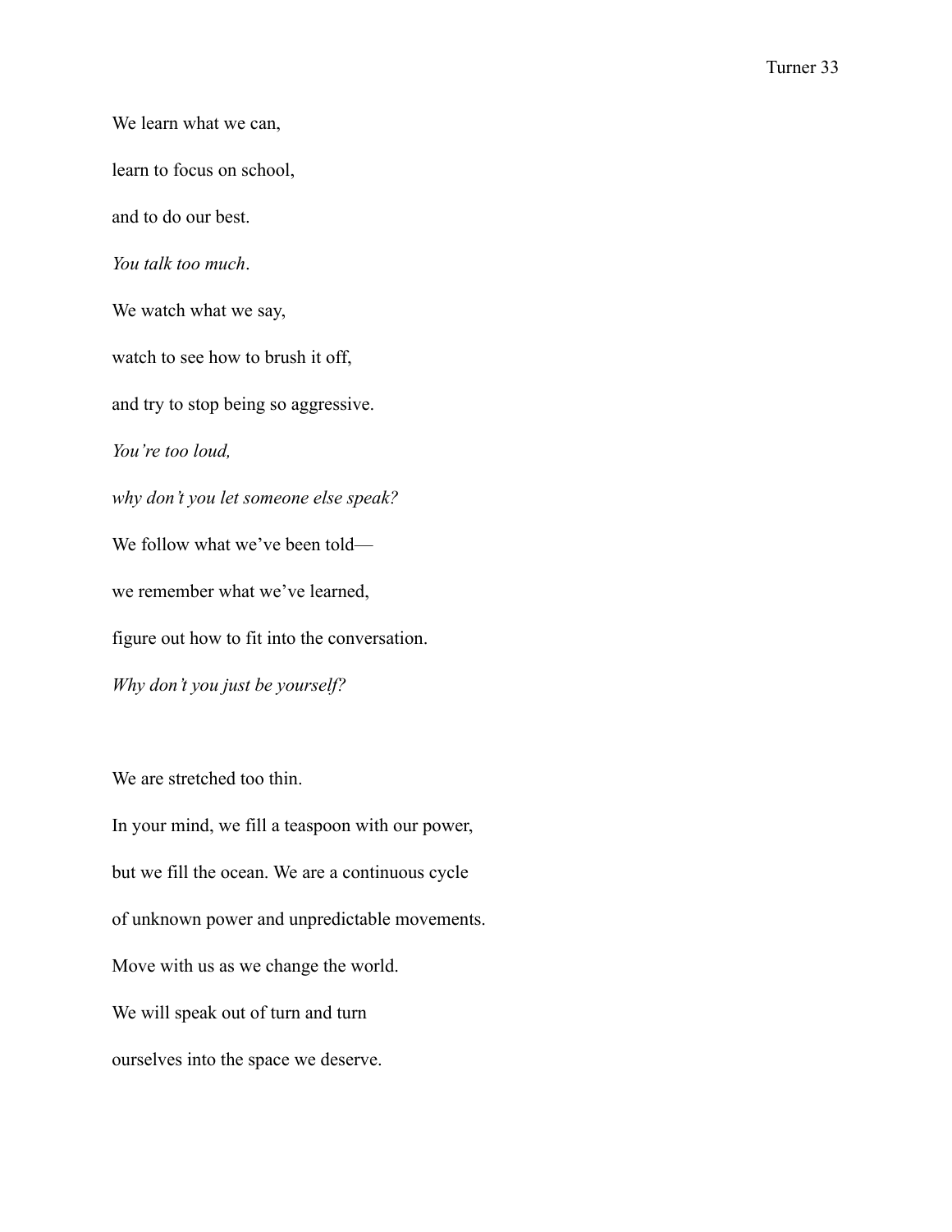We learn what we can,

learn to focus on school,

and to do our best.

*You talk too much*.

We watch what we say,

watch to see how to brush it off,

and try to stop being so aggressive.

*You're too loud,*

*why don't you let someone else speak?*

We follow what we've been told—

we remember what we've learned,

figure out how to fit into the conversation.

*Why don't you just be yourself?*

We are stretched too thin.

In your mind, we fill a teaspoon with our power,

but we fill the ocean. We are a continuous cycle

of unknown power and unpredictable movements.

Move with us as we change the world.

We will speak out of turn and turn

ourselves into the space we deserve.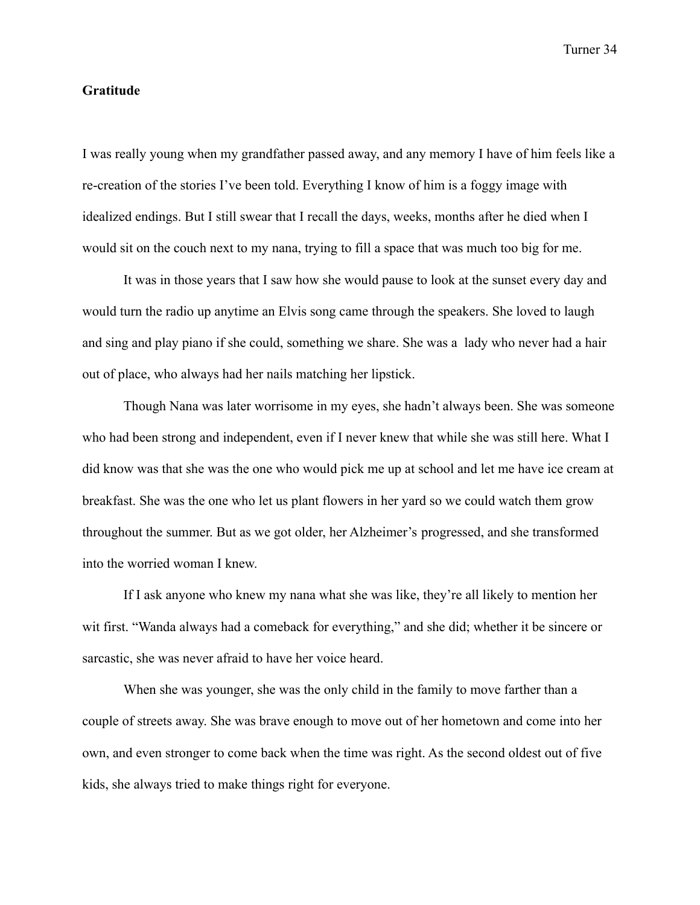**Gratitude**

I was really young when my grandfather passed away, and any memory I have of him feels like a re-creation of the stories I've been told. Everything I know of him is a foggy image with idealized endings. But I still swear that I recall the days, weeks, months after he died when I would sit on the couch next to my nana, trying to fill a space that was much too big for me.

It was in those years that I saw how she would pause to look at the sunset every day and would turn the radio up anytime an Elvis song came through the speakers. She loved to laugh and sing and play piano if she could, something we share. She was a  lady who never had a hair out of place, who always had her nails matching her lipstick.

Though Nana was later worrisome in my eyes, she hadn't always been. She was someone who had been strong and independent, even if I never knew that while she was still here. What I did know was that she was the one who would pick me up at school and let me have ice cream at breakfast. She was the one who let us plant flowers in her yard so we could watch them grow throughout the summer. But as we got older, her Alzheimer's progressed, and she transformed into the worried woman I knew.

If I ask anyone who knew my nana what she was like, they're all likely to mention her wit first. "Wanda always had a comeback for everything," and she did; whether it be sincere or sarcastic, she was never afraid to have her voice heard.

When she was younger, she was the only child in the family to move farther than a couple of streets away. She was brave enough to move out of her hometown and come into her own, and even stronger to come back when the time was right. As the second oldest out of five kids, she always tried to make things right for everyone.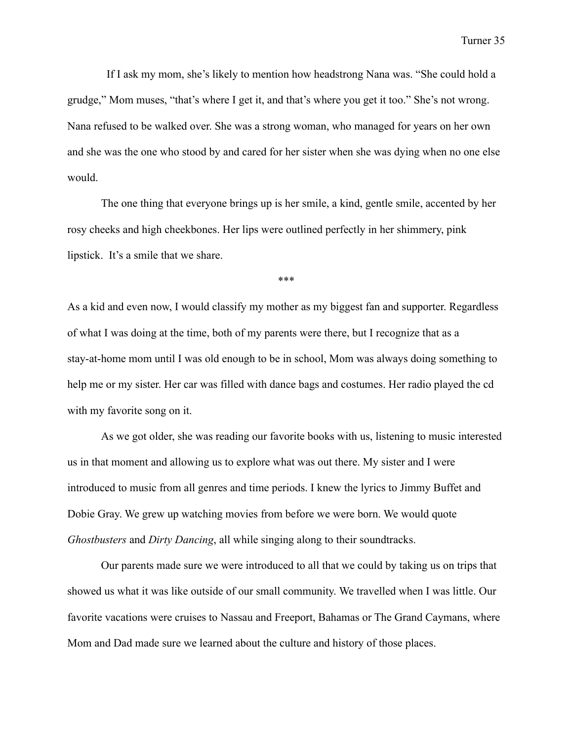If I ask my mom, she's likely to mention how headstrong Nana was. "She could hold a grudge," Mom muses, "that's where I get it, and that's where you get it too." She's not wrong. Nana refused to be walked over. She was a strong woman, who managed for years on her own and she was the one who stood by and cared for her sister when she was dying when no one else would.

The one thing that everyone brings up is her smile, a kind, gentle smile, accented by her rosy cheeks and high cheekbones. Her lips were outlined perfectly in her shimmery, pink lipstick. It's a smile that we share.

\*\*\*

As a kid and even now, I would classify my mother as my biggest fan and supporter. Regardless of what I was doing at the time, both of my parents were there, but I recognize that as a stay-at-home mom until I was old enough to be in school, Mom was always doing something to help me or my sister. Her car was filled with dance bags and costumes. Her radio played the cd with my favorite song on it.

As we got older, she was reading our favorite books with us, listening to music interested us in that moment and allowing us to explore what was out there. My sister and I were introduced to music from all genres and time periods. I knew the lyrics to Jimmy Buffet and Dobie Gray. We grew up watching movies from before we were born. We would quote *Ghostbusters* and *Dirty Dancing*, all while singing along to their soundtracks.

Our parents made sure we were introduced to all that we could by taking us on trips that showed us what it was like outside of our small community. We travelled when I was little. Our favorite vacations were cruises to Nassau and Freeport, Bahamas or The Grand Caymans, where Mom and Dad made sure we learned about the culture and history of those places.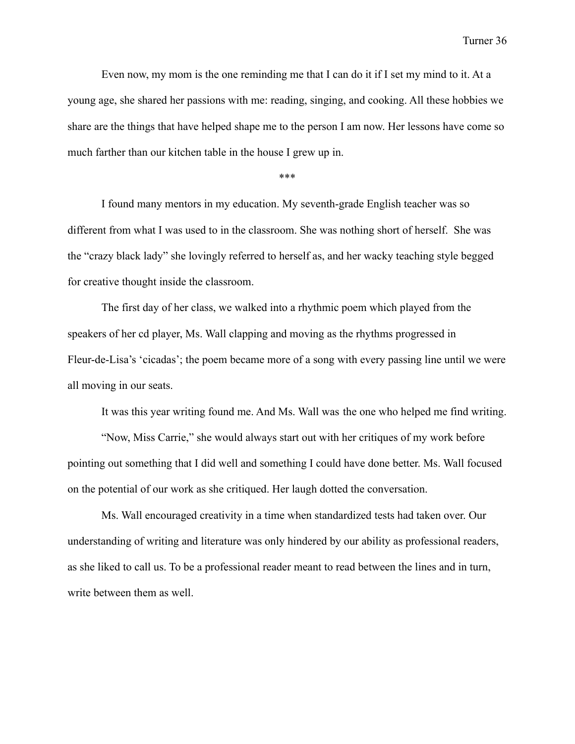Even now, my mom is the one reminding me that I can do it if I set my mind to it. At a young age, she shared her passions with me: reading, singing, and cooking. All these hobbies we share are the things that have helped shape me to the person I am now. Her lessons have come so much farther than our kitchen table in the house I grew up in.

***

I found many mentors in my education. My seventh-grade English teacher was so different from what I was used to in the classroom. She was nothing short of herself.  She was the "crazy black lady" she lovingly referred to herself as, and her wacky teaching style begged for creative thought inside the classroom.

The first day of her class, we walked into a rhythmic poem which played from the speakers of her cd player, Ms. Wall clapping and moving as the rhythms progressed in Fleur-de-Lisa's 'cicadas'; the poem became more of a song with every passing line until we were all moving in our seats.

It was this year writing found me. And Ms. Wall was the one who helped me find writing.

"Now, Miss Carrie," she would always start out with her critiques of my work before pointing out something that I did well and something I could have done better. Ms. Wall focused on the potential of our work as she critiqued. Her laugh dotted the conversation.

Ms. Wall encouraged creativity in a time when standardized tests had taken over. Our understanding of writing and literature was only hindered by our ability as professional readers, as she liked to call us. To be a professional reader meant to read between the lines and in turn, write between them as well.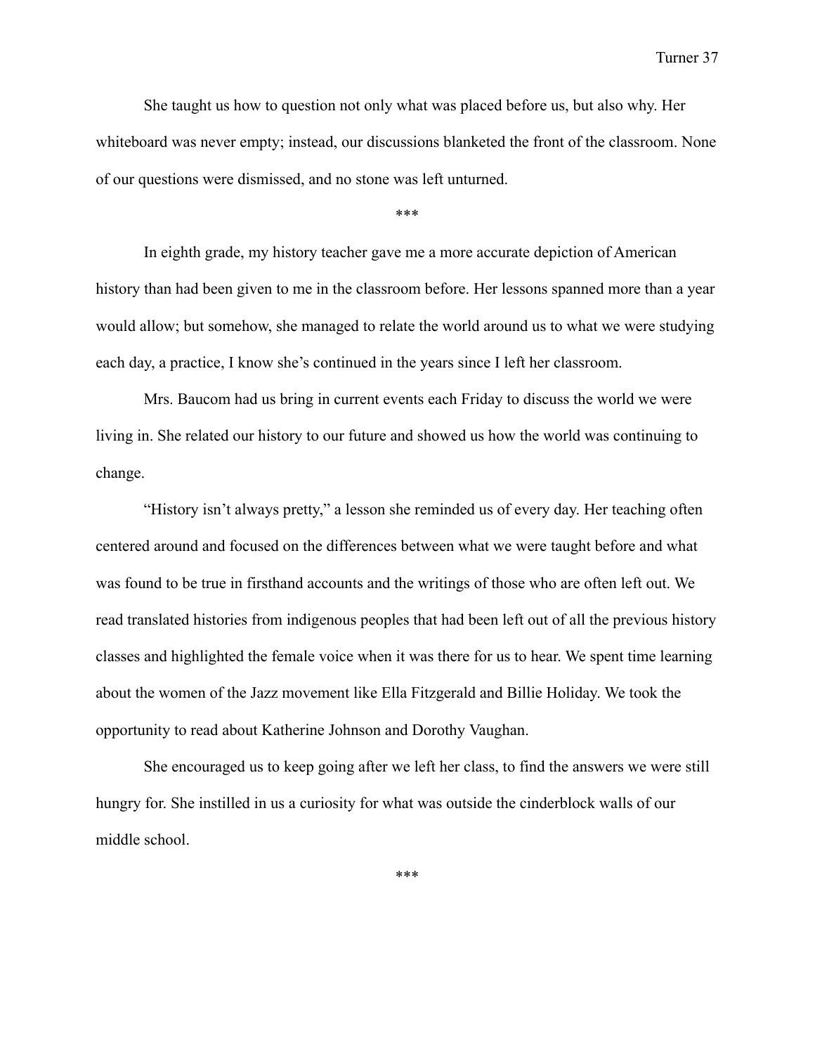She taught us how to question not only what was placed before us, but also why. Her whiteboard was never empty; instead, our discussions blanketed the front of the classroom. None of our questions were dismissed, and no stone was left unturned.

***

In eighth grade, my history teacher gave me a more accurate depiction of American history than had been given to me in the classroom before. Her lessons spanned more than a year would allow; but somehow, she managed to relate the world around us to what we were studying each day, a practice, I know she's continued in the years since I left her classroom.

Mrs. Baucom had us bring in current events each Friday to discuss the world we were living in. She related our history to our future and showed us how the world was continuing to change.

"History isn't always pretty," a lesson she reminded us of every day. Her teaching often centered around and focused on the differences between what we were taught before and what was found to be true in firsthand accounts and the writings of those who are often left out. We read translated histories from indigenous peoples that had been left out of all the previous history classes and highlighted the female voice when it was there for us to hear. We spent time learning about the women of the Jazz movement like Ella Fitzgerald and Billie Holiday. We took the opportunity to read about Katherine Johnson and Dorothy Vaughan.

She encouraged us to keep going after we left her class, to find the answers we were still hungry for. She instilled in us a curiosity for what was outside the cinderblock walls of our middle school.

***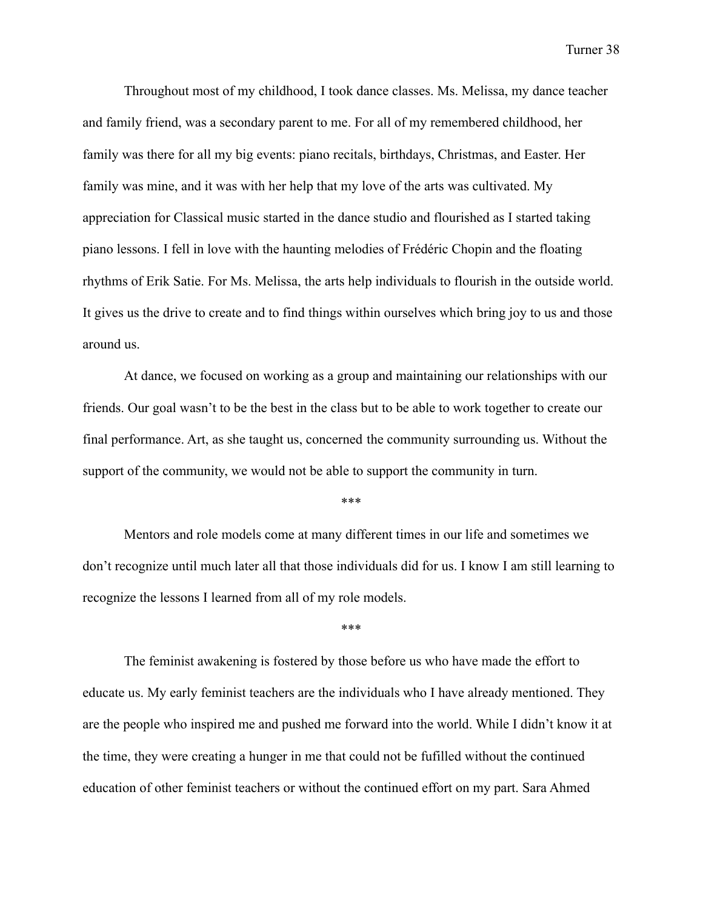Throughout most of my childhood, I took dance classes. Ms. Melissa, my dance teacher and family friend, was a secondary parent to me. For all of my remembered childhood, her family was there for all my big events: piano recitals, birthdays, Christmas, and Easter. Her family was mine, and it was with her help that my love of the arts was cultivated. My appreciation for Classical music started in the dance studio and flourished as I started taking piano lessons. I fell in love with the haunting melodies of Frédéric Chopin and the floating rhythms of Erik Satie. For Ms. Melissa, the arts help individuals to flourish in the outside world. It gives us the drive to create and to find things within ourselves which bring joy to us and those around us.

At dance, we focused on working as a group and maintaining our relationships with our friends. Our goal wasn't to be the best in the class but to be able to work together to create our final performance. Art, as she taught us, concerned the community surrounding us. Without the support of the community, we would not be able to support the community in turn.

***

Mentors and role models come at many different times in our life and sometimes we don't recognize until much later all that those individuals did for us. I know I am still learning to recognize the lessons I learned from all of my role models.

***

The feminist awakening is fostered by those before us who have made the effort to educate us. My early feminist teachers are the individuals who I have already mentioned. They are the people who inspired me and pushed me forward into the world. While I didn't know it at the time, they were creating a hunger in me that could not be fufilled without the continued education of other feminist teachers or without the continued effort on my part. Sara Ahmed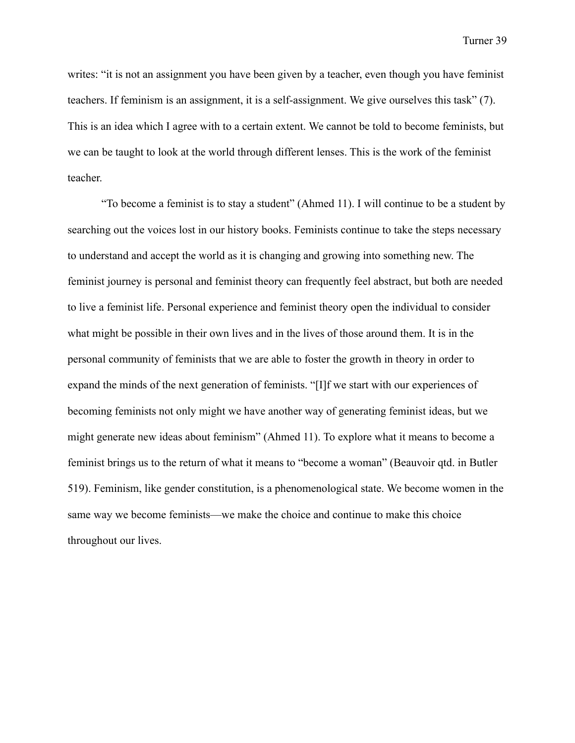writes: “it is not an assignment you have been given by a teacher, even though you have feminist teachers. If feminism is an assignment, it is a self-assignment. We give ourselves this task” (7). This is an idea which I agree with to a certain extent. We cannot be told to become feminists, but we can be taught to look at the world through different lenses. This is the work of the feminist teacher.

“To become a feminist is to stay a student” (Ahmed 11). I will continue to be a student by searching out the voices lost in our history books. Feminists continue to take the steps necessary to understand and accept the world as it is changing and growing into something new. The feminist journey is personal and feminist theory can frequently feel abstract, but both are needed to live a feminist life. Personal experience and feminist theory open the individual to consider what might be possible in their own lives and in the lives of those around them. It is in the personal community of feminists that we are able to foster the growth in theory in order to expand the minds of the next generation of feminists. “[I]f we start with our experiences of becoming feminists not only might we have another way of generating feminist ideas, but we might generate new ideas about feminism” (Ahmed 11). To explore what it means to become a feminist brings us to the return of what it means to “become a woman” (Beauvoir qtd. in Butler 519). Feminism, like gender constitution, is a phenomenological state. We become women in the same way we become feminists—we make the choice and continue to make this choice throughout our lives.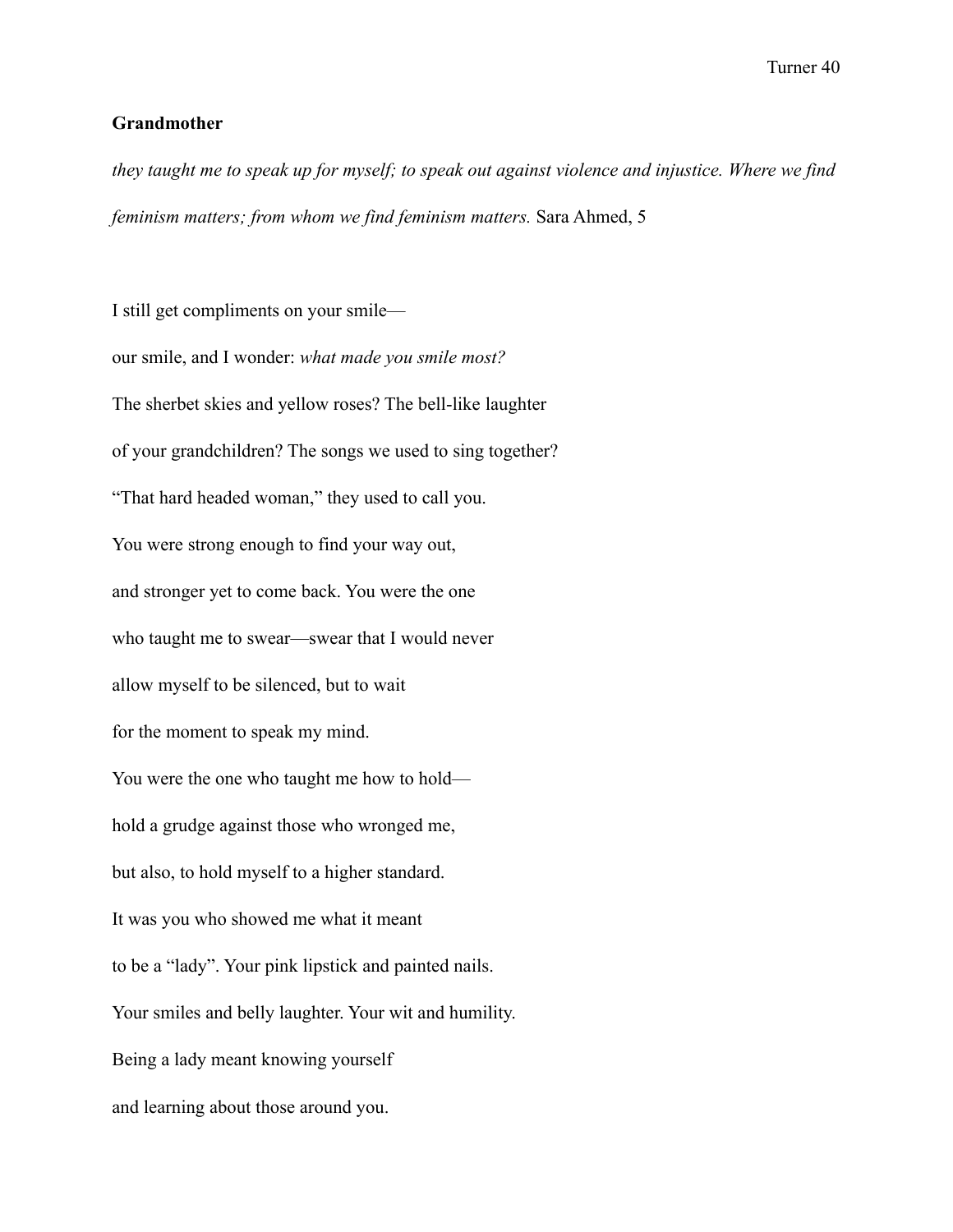**Grandmother**

*they taught me to speak up for myself; to speak out against violence and injustice. Where we find feminism matters; from whom we find feminism matters.* Sara Ahmed, 5

I still get compliments on your smile—

our smile, and I wonder: *what made you smile most?*

The sherbet skies and yellow roses? The bell-like laughter

of your grandchildren? The songs we used to sing together?

"That hard headed woman," they used to call you.

You were strong enough to find your way out,

and stronger yet to come back. You were the one

who taught me to swear—swear that I would never

allow myself to be silenced, but to wait

for the moment to speak my mind.

You were the one who taught me how to hold—

hold a grudge against those who wronged me,

but also, to hold myself to a higher standard.

It was you who showed me what it meant

to be a "lady". Your pink lipstick and painted nails.

Your smiles and belly laughter. Your wit and humility.

Being a lady meant knowing yourself

and learning about those around you.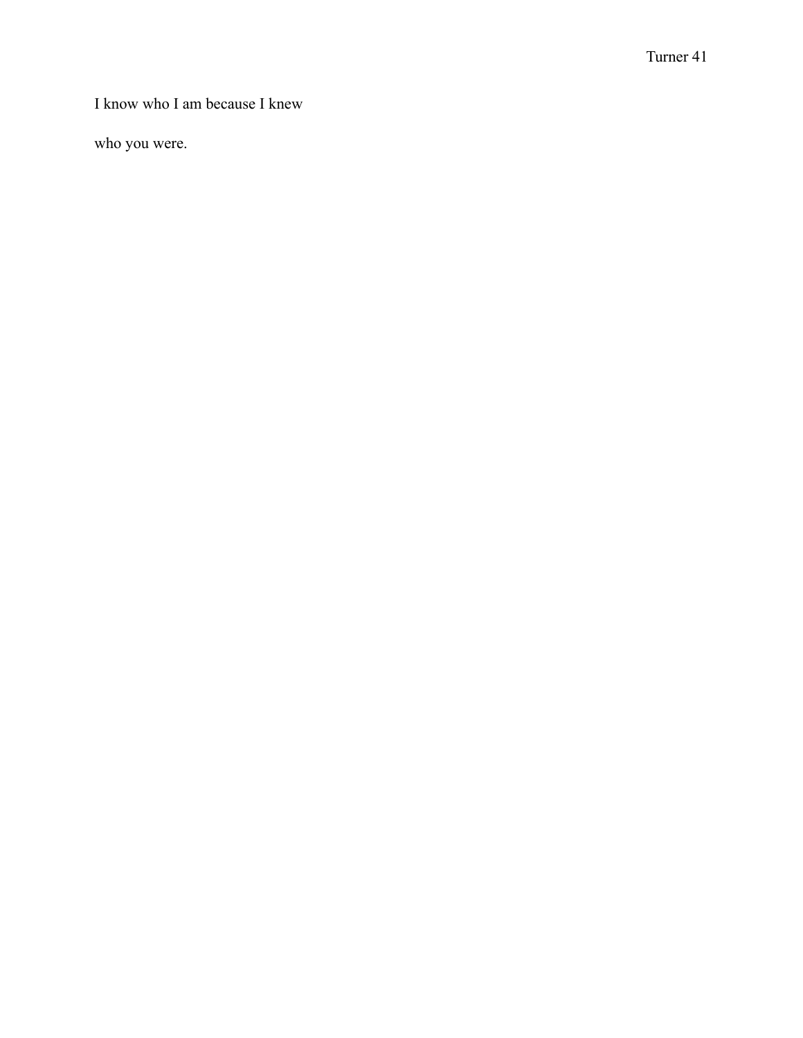I know who I am because I knew

who you were.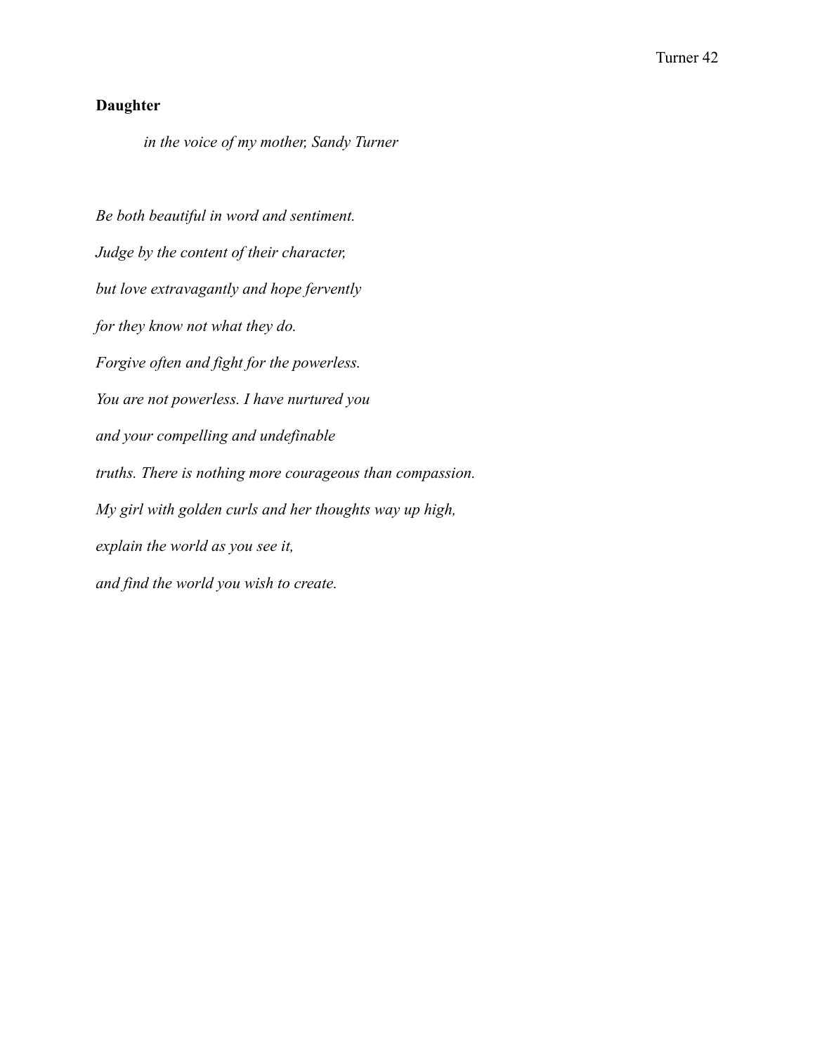**Daughter**

*in the voice of my mother, Sandy Turner*

*Be both beautiful in word and sentiment.*

*Judge by the content of their character,*

*but love extravagantly and hope fervently*

*for they know not what they do.*

*Forgive often and fight for the powerless.*

*You are not powerless. I have nurtured you*

*and your compelling and undefinable*

*truths. There is nothing more courageous than compassion.*

*My girl with golden curls and her thoughts way up high,*

*explain the world as you see it,*

*and find the world you wish to create.*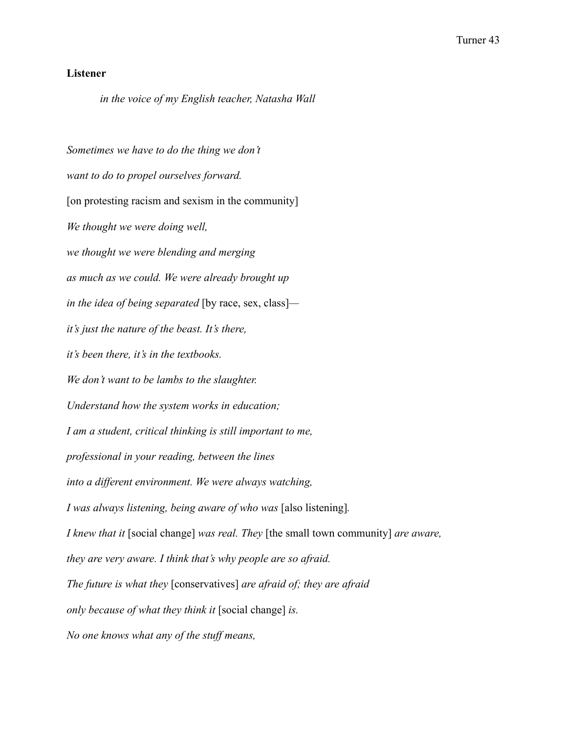**Listener**

*in the voice of my English teacher, Natasha Wall*

*Sometimes we have to do the thing we don't*

*want to do to propel ourselves forward.*

[on protesting racism and sexism in the community]

*We thought we were doing well,*

*we thought we were blending and merging*

*as much as we could. We were already brought up*

*in the idea of being separated* [by race, sex, class]—

*it's just the nature of the beast. It's there,*

*it's been there, it's in the textbooks.*

*We don't want to be lambs to the slaughter.*

*Understand how the system works in education;*

*I am a student, critical thinking is still important to me,*

*professional in your reading, between the lines*

*into a different environment. We were always watching,*

*I was always listening, being aware of who was* [also listening].

*I knew that it* [social change] *was real. They* [the small town community] *are aware,*

*they are very aware. I think that's why people are so afraid.*

*The future is what they* [conservatives] *are afraid of; they are afraid*

*only because of what they think it* [social change] *is.*

*No one knows what any of the stuff means,*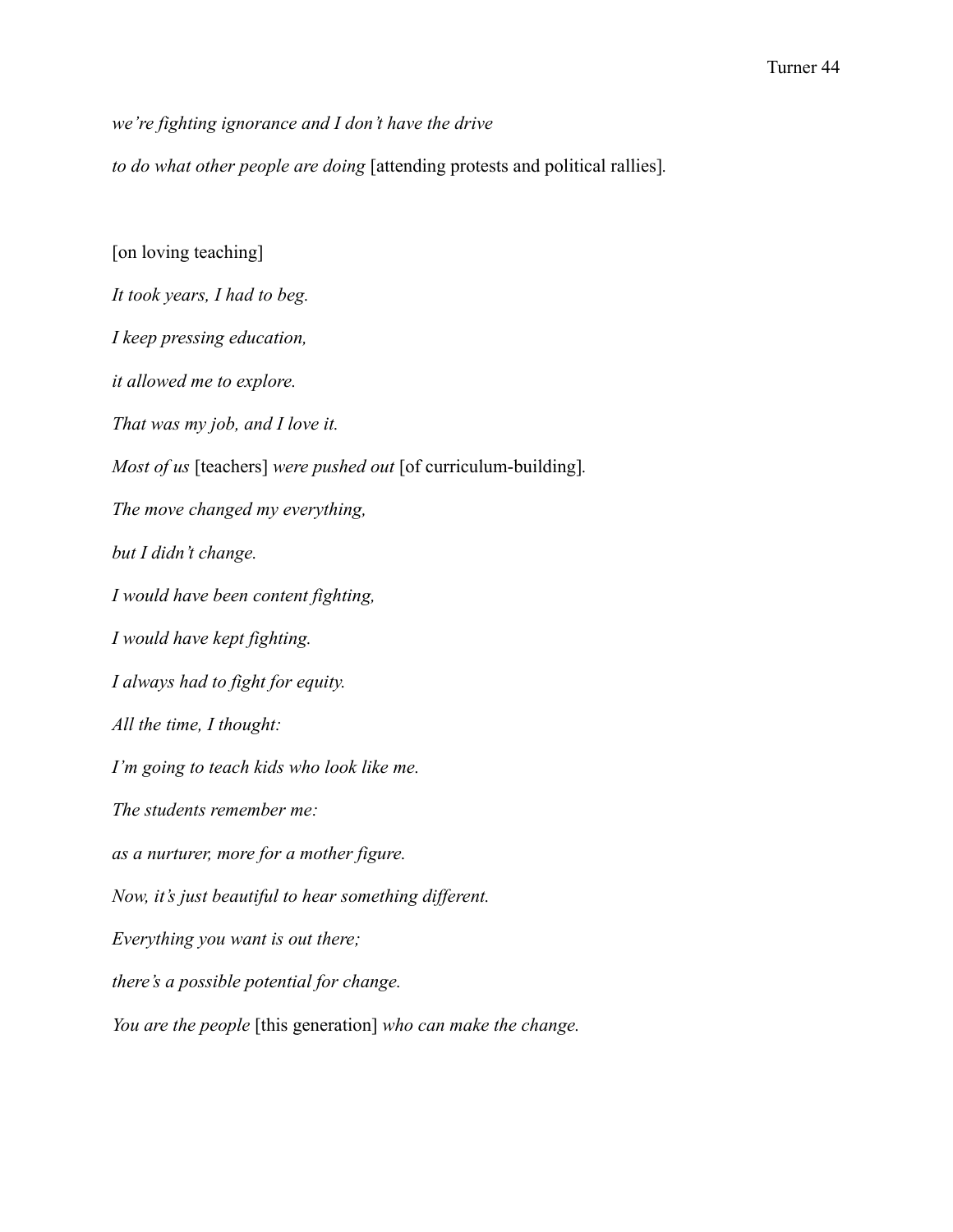*we're fighting ignorance and I don't have the drive*

*to do what other people are doing* [attending protests and political rallies].

[on loving teaching]

*It took years, I had to beg.*

*I keep pressing education,*

*it allowed me to explore.*

*That was my job, and I love it.*

*Most of us* [teachers] *were pushed out* [of curriculum-building].

*The move changed my everything,*

*but I didn't change.*

*I would have been content fighting,*

*I would have kept fighting.*

*I always had to fight for equity.*

*All the time, I thought:*

*I'm going to teach kids who look like me.*

*The students remember me:*

*as a nurturer, more for a mother figure.*

*Now, it's just beautiful to hear something different.*

*Everything you want is out there;*

*there's a possible potential for change.*

*You are the people* [this generation] *who can make the change.*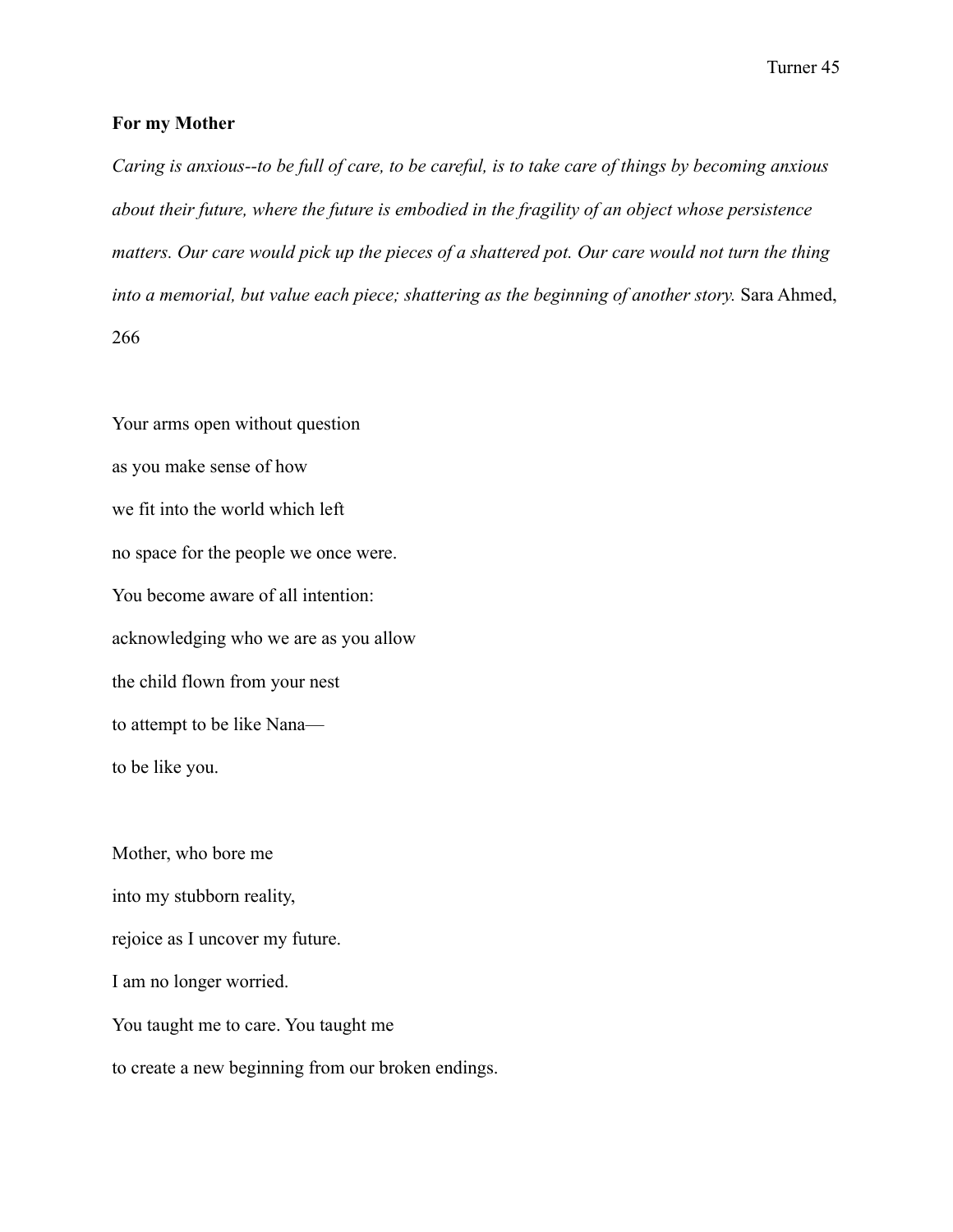**For my Mother**

*Caring is anxious--to be full of care, to be careful, is to take care of things by becoming anxious about their future, where the future is embodied in the fragility of an object whose persistence matters. Our care would pick up the pieces of a shattered pot. Our care would not turn the thing into a memorial, but value each piece; shattering as the beginning of another story.* Sara Ahmed, 266

Your arms open without question  
as you make sense of how  
we fit into the world which left  
no space for the people we once were.  
You become aware of all intention:  
acknowledging who we are as you allow  
the child flown from your nest  
to attempt to be like Nana—  
to be like you.

Mother, who bore me  
into my stubborn reality,  
rejoice as I uncover my future.  
I am no longer worried.  
You taught me to care. You taught me  
to create a new beginning from our broken endings.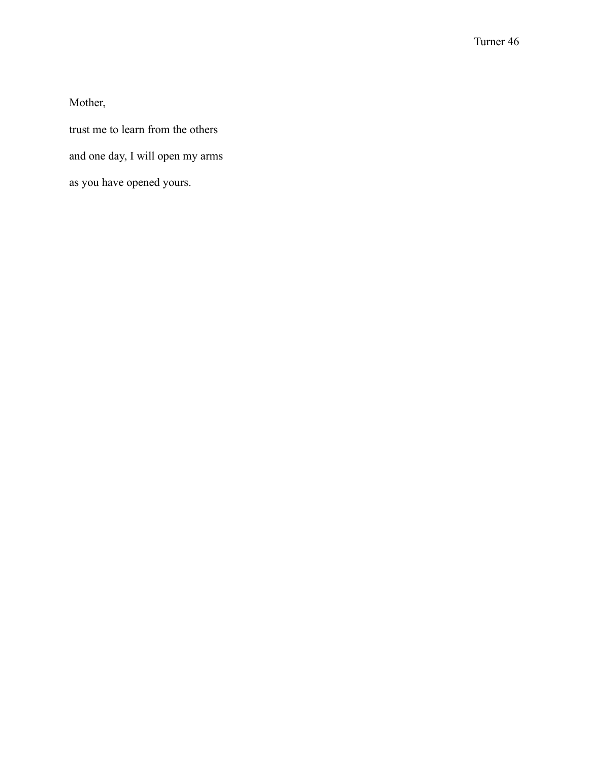Mother,

trust me to learn from the others

and one day, I will open my arms

as you have opened yours.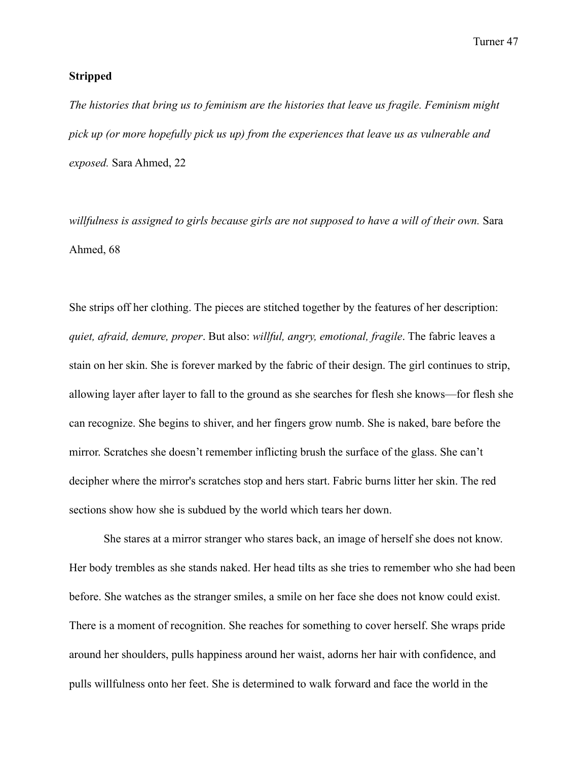**Stripped**

*The histories that bring us to feminism are the histories that leave us fragile. Feminism might pick up (or more hopefully pick us up) from the experiences that leave us as vulnerable and exposed.* Sara Ahmed, 22

*willfulness is assigned to girls because girls are not supposed to have a will of their own.* Sara Ahmed, 68

She strips off her clothing. The pieces are stitched together by the features of her description: *quiet, afraid, demure, proper*. But also: *willful, angry, emotional, fragile*. The fabric leaves a stain on her skin. She is forever marked by the fabric of their design. The girl continues to strip, allowing layer after layer to fall to the ground as she searches for flesh she knows—for flesh she can recognize. She begins to shiver, and her fingers grow numb. She is naked, bare before the mirror. Scratches she doesn't remember inflicting brush the surface of the glass. She can't decipher where the mirror's scratches stop and hers start. Fabric burns litter her skin. The red sections show how she is subdued by the world which tears her down.

She stares at a mirror stranger who stares back, an image of herself she does not know. Her body trembles as she stands naked. Her head tilts as she tries to remember who she had been before. She watches as the stranger smiles, a smile on her face she does not know could exist. There is a moment of recognition. She reaches for something to cover herself. She wraps pride around her shoulders, pulls happiness around her waist, adorns her hair with confidence, and pulls willfulness onto her feet. She is determined to walk forward and face the world in the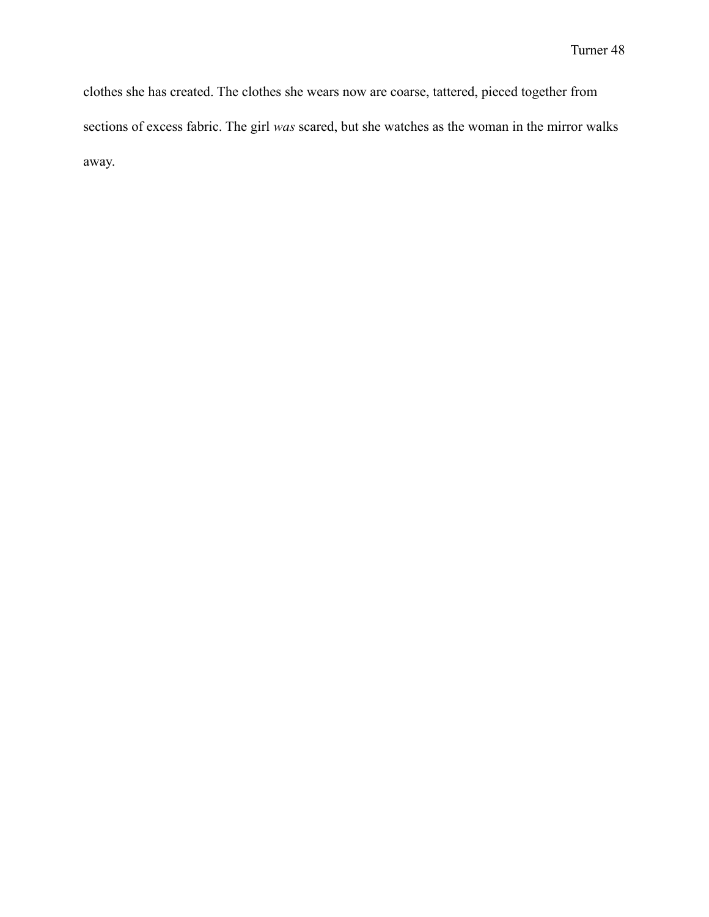clothes she has created. The clothes she wears now are coarse, tattered, pieced together from sections of excess fabric. The girl *was* scared, but she watches as the woman in the mirror walks away.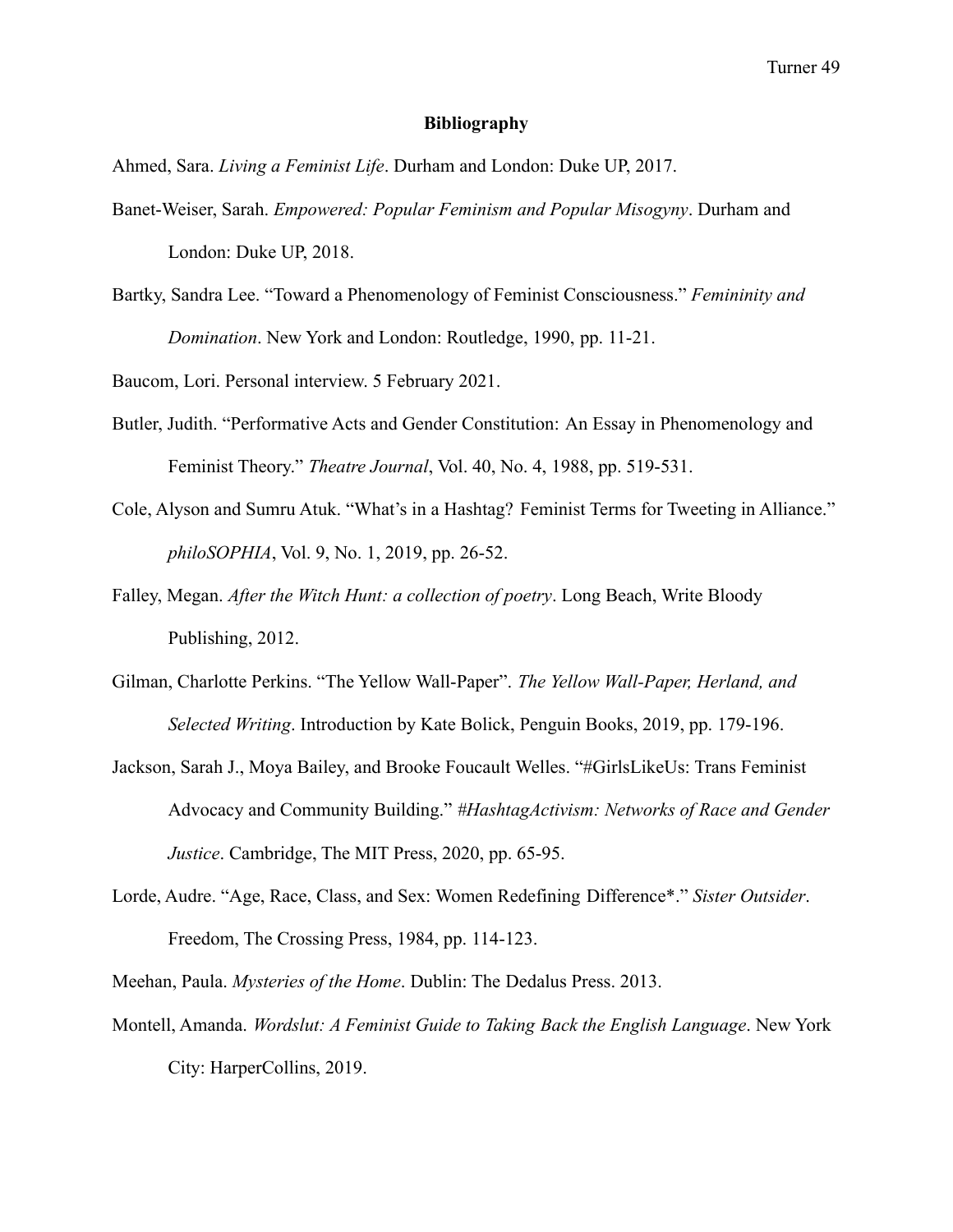## Bibliography

Ahmed, Sara. *Living a Feminist Life*. Durham and London: Duke UP, 2017.

Banet-Weiser, Sarah. *Empowered: Popular Feminism and Popular Misogyny*. Durham and London: Duke UP, 2018.

Bartky, Sandra Lee. "Toward a Phenomenology of Feminist Consciousness." *Femininity and Domination*. New York and London: Routledge, 1990, pp. 11-21.

Baucom, Lori. Personal interview. 5 February 2021.

Butler, Judith. "Performative Acts and Gender Constitution: An Essay in Phenomenology and Feminist Theory." *Theatre Journal*, Vol. 40, No. 4, 1988, pp. 519-531.

Cole, Alyson and Sumru Atuk. "What's in a Hashtag? Feminist Terms for Tweeting in Alliance." *philoSOPHIA*, Vol. 9, No. 1, 2019, pp. 26-52.

Falley, Megan. *After the Witch Hunt: a collection of poetry*. Long Beach, Write Bloody Publishing, 2012.

Gilman, Charlotte Perkins. "The Yellow Wall-Paper". *The Yellow Wall-Paper, Herland, and Selected Writing*. Introduction by Kate Bolick, Penguin Books, 2019, pp. 179-196.

Jackson, Sarah J., Moya Bailey, and Brooke Foucault Welles. "#GirlsLikeUs: Trans Feminist Advocacy and Community Building." *#HashtagActivism: Networks of Race and Gender Justice*. Cambridge, The MIT Press, 2020, pp. 65-95.

Lorde, Audre. "Age, Race, Class, and Sex: Women Redefining Difference*." *Sister Outsider*. Freedom, The Crossing Press, 1984, pp. 114-123.

Meehan, Paula. *Mysteries of the Home*. Dublin: The Dedalus Press. 2013.

Montell, Amanda. *Wordslut: A Feminist Guide to Taking Back the English Language*. New York City: HarperCollins, 2019.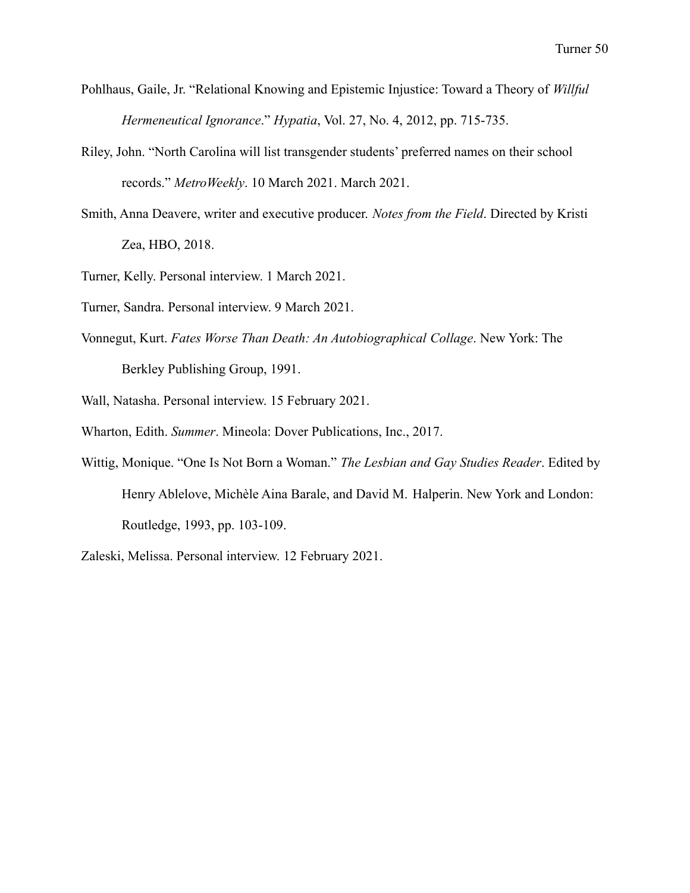Pohlhaus, Gaile, Jr. "Relational Knowing and Epistemic Injustice: Toward a Theory of *Willful Hermeneutical Ignorance*." *Hypatia*, Vol. 27, No. 4, 2012, pp. 715-735.

Riley, John. "North Carolina will list transgender students' preferred names on their school records." *MetroWeekly*. 10 March 2021. March 2021.

Smith, Anna Deavere, writer and executive producer. *Notes from the Field*. Directed by Kristi Zea, HBO, 2018.

Turner, Kelly. Personal interview. 1 March 2021.

Turner, Sandra. Personal interview. 9 March 2021.

Vonnegut, Kurt. *Fates Worse Than Death: An Autobiographical Collage*. New York: The Berkley Publishing Group, 1991.

Wall, Natasha. Personal interview. 15 February 2021.

Wharton, Edith. *Summer*. Mineola: Dover Publications, Inc., 2017.

Wittig, Monique. "One Is Not Born a Woman." *The Lesbian and Gay Studies Reader*. Edited by Henry Ablelove, Michèle Aina Barale, and David M. Halperin. New York and London: Routledge, 1993, pp. 103-109.

Zaleski, Melissa. Personal interview. 12 February 2021.